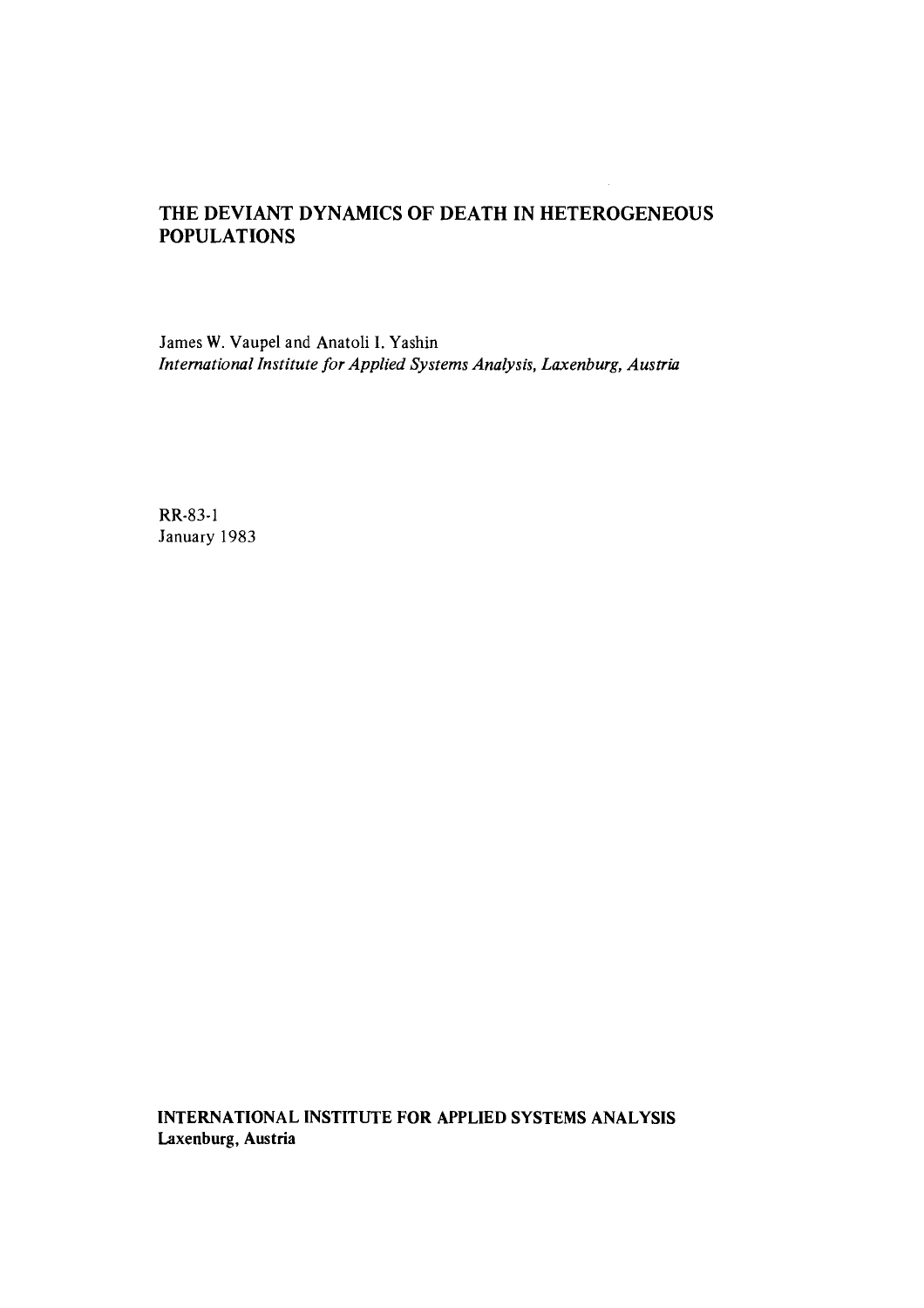# THE DEVIANT DYNAMICS OF DEATH IN HETEROGENEOUS POPULATIONS

James W. Vaupel and Anatoli I. Yashin
*International Institute for Applied Systems Analysis, Laxenburg, Austria*

RR-83-1
January 1983

**INTERNATIONAL INSTITUTE FOR APPLIED SYSTEMS ANALYSIS**
**Laxenburg, Austria**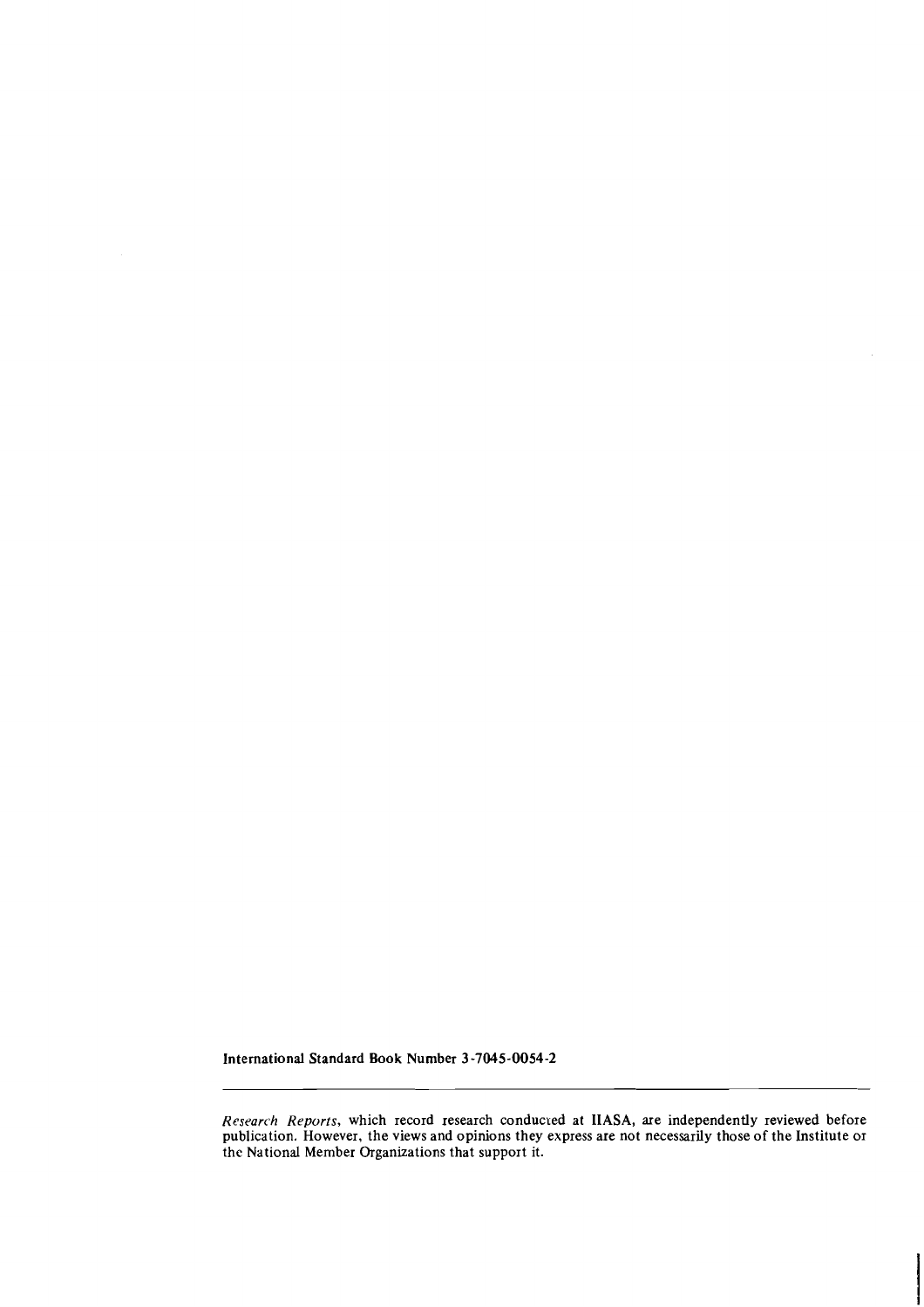**International Standard Book Number 3-7045-0054-2**

---

*Research Reports*, which record research conducted at IIASA, are independently reviewed before publication. However, the views and opinions they express are not necessarily those of the Institute or the National Member Organizations that support it.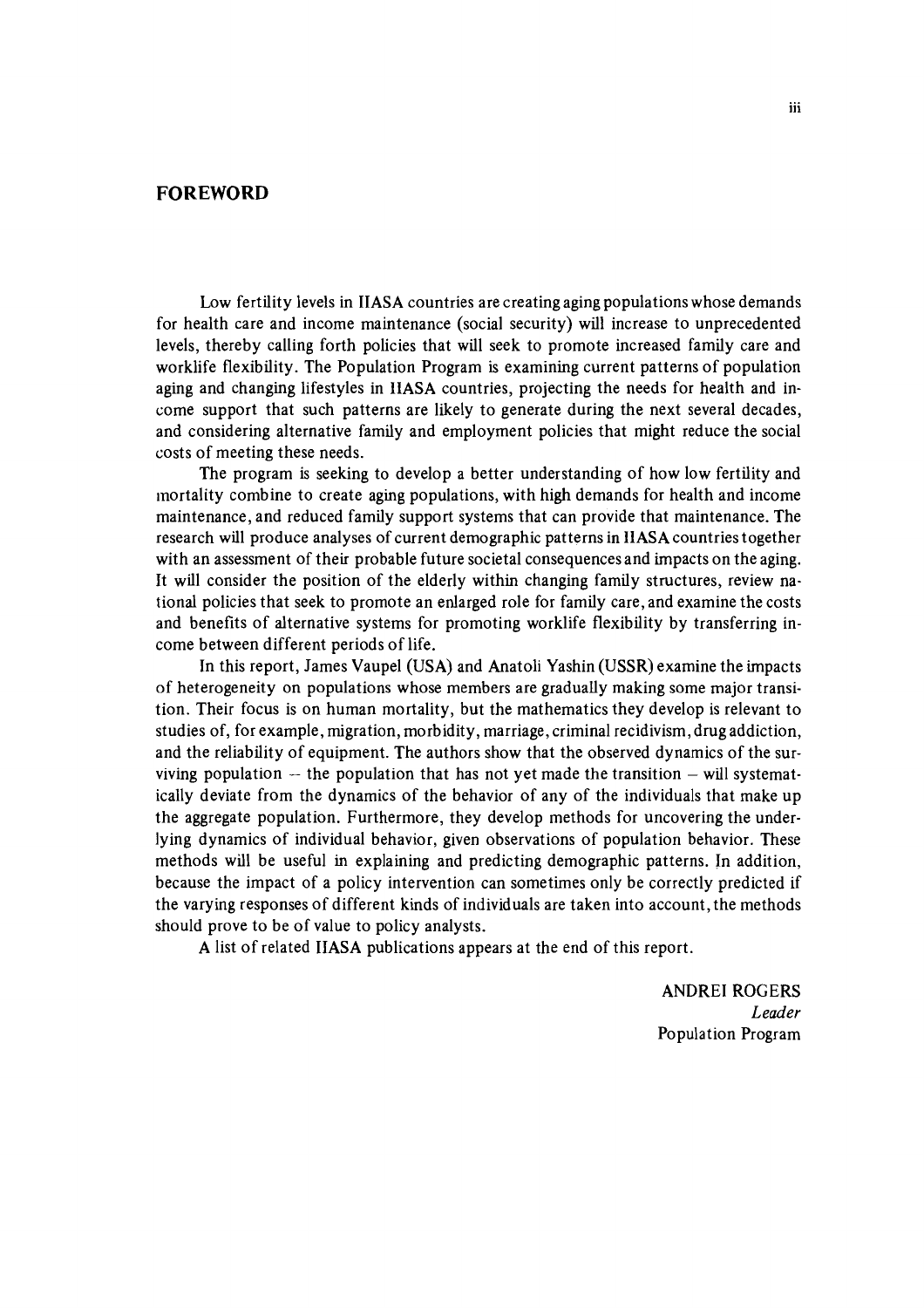# FOREWORD

Low fertility levels in IIASA countries are creating aging populations whose demands for health care and income maintenance (social security) will increase to unprecedented levels, thereby calling forth policies that will seek to promote increased family care and worklife flexibility. The Population Program is examining current patterns of population aging and changing lifestyles in IIASA countries, projecting the needs for health and income support that such patterns are likely to generate during the next several decades, and considering alternative family and employment policies that might reduce the social costs of meeting these needs.

The program is seeking to develop a better understanding of how low fertility and mortality combine to create aging populations, with high demands for health and income maintenance, and reduced family support systems that can provide that maintenance. The research will produce analyses of current demographic patterns in IIASA countries together with an assessment of their probable future societal consequences and impacts on the aging. It will consider the position of the elderly within changing family structures, review national policies that seek to promote an enlarged role for family care, and examine the costs and benefits of alternative systems for promoting worklife flexibility by transferring income between different periods of life.

In this report, James Vaupel (USA) and Anatoli Yashin (USSR) examine the impacts of heterogeneity on populations whose members are gradually making some major transition. Their focus is on human mortality, but the mathematics they develop is relevant to studies of, for example, migration, morbidity, marriage, criminal recidivism, drug addiction, and the reliability of equipment. The authors show that the observed dynamics of the surviving population -- the population that has not yet made the transition -- will systematically deviate from the dynamics of the behavior of any of the individuals that make up the aggregate population. Furthermore, they develop methods for uncovering the underlying dynamics of individual behavior, given observations of population behavior. These methods will be useful in explaining and predicting demographic patterns. In addition, because the impact of a policy intervention can sometimes only be correctly predicted if the varying responses of different kinds of individuals are taken into account, the methods should prove to be of value to policy analysts.

A list of related IIASA publications appears at the end of this report.

ANDREI ROGERS
*Leader*
Population Program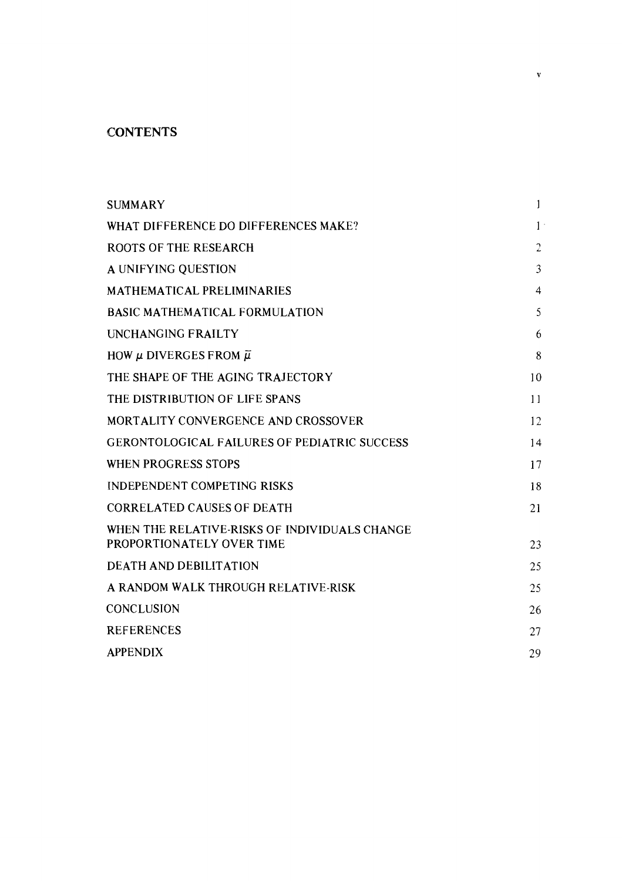# CONTENTS

| | |
|---|---|
| SUMMARY | 1 |
| WHAT DIFFERENCE DO DIFFERENCES MAKE? | 1 |
| ROOTS OF THE RESEARCH | 2 |
| A UNIFYING QUESTION | 3 |
| MATHEMATICAL PRELIMINARIES | 4 |
| BASIC MATHEMATICAL FORMULATION | 5 |
| UNCHANGING FRAILTY | 6 |
| HOW $\mu$ DIVERGES FROM $\bar{\mu}$ | 8 |
| THE SHAPE OF THE AGING TRAJECTORY | 10 |
| THE DISTRIBUTION OF LIFE SPANS | 11 |
| MORTALITY CONVERGENCE AND CROSSOVER | 12 |
| GERONTOLOGICAL FAILURES OF PEDIATRIC SUCCESS | 14 |
| WHEN PROGRESS STOPS | 17 |
| INDEPENDENT COMPETING RISKS | 18 |
| CORRELATED CAUSES OF DEATH | 21 |
| WHEN THE RELATIVE-RISKS OF INDIVIDUALS CHANGE PROPORTIONATELY OVER TIME | 23 |
| DEATH AND DEBILITATION | 25 |
| A RANDOM WALK THROUGH RELATIVE-RISK | 25 |
| CONCLUSION | 26 |
| REFERENCES | 27 |
| APPENDIX | 29 |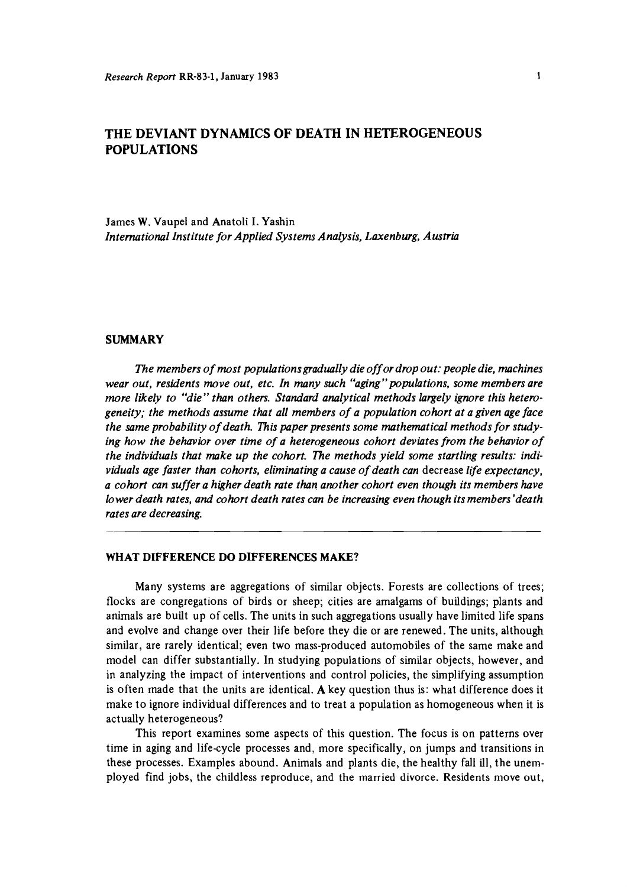Research Report RR-83-1, January 1983

# THE DEVIANT DYNAMICS OF DEATH IN HETEROGENEOUS POPULATIONS

James W. Vaupel and Anatoli I. Yashin
*International Institute for Applied Systems Analysis, Laxenburg, Austria*

## SUMMARY

*The members of most populations gradually die off or drop out: people die, machines wear out, residents move out, etc. In many such "aging" populations, some members are more likely to "die" than others. Standard analytical methods largely ignore this heterogeneity; the methods assume that all members of a population cohort at a given age face the same probability of death. This paper presents some mathematical methods for studying how the behavior over time of a heterogeneous cohort deviates from the behavior of the individuals that make up the cohort. The methods yield some startling results: individuals age faster than cohorts, eliminating a cause of death can* decrease *life expectancy, a cohort can suffer a higher death rate than another cohort even though its members have lower death rates, and cohort death rates can be increasing even though its members' death rates are decreasing.*

---

## WHAT DIFFERENCE DO DIFFERENCES MAKE?

Many systems are aggregations of similar objects. Forests are collections of trees; flocks are congregations of birds or sheep; cities are amalgams of buildings; plants and animals are built up of cells. The units in such aggregations usually have limited life spans and evolve and change over their life before they die or are renewed. The units, although similar, are rarely identical; even two mass-produced automobiles of the same make and model can differ substantially. In studying populations of similar objects, however, and in analyzing the impact of interventions and control policies, the simplifying assumption is often made that the units are identical. A key question thus is: what difference does it make to ignore individual differences and to treat a population as homogeneous when it is actually heterogeneous?

This report examines some aspects of this question. The focus is on patterns over time in aging and life-cycle processes and, more specifically, on jumps and transitions in these processes. Examples abound. Animals and plants die, the healthy fall ill, the unemployed find jobs, the childless reproduce, and the married divorce. Residents move out,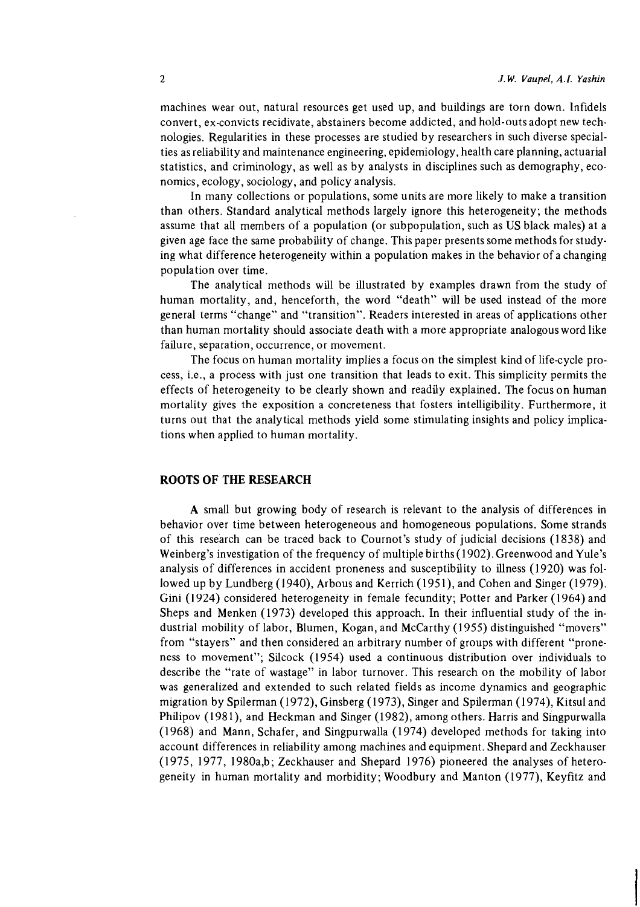machines wear out, natural resources get used up, and buildings are torn down. Infidels convert, ex-convicts recidivate, abstainers become addicted, and hold-outs adopt new technologies. Regularities in these processes are studied by researchers in such diverse specialties as reliability and maintenance engineering, epidemiology, health care planning, actuarial statistics, and criminology, as well as by analysts in disciplines such as demography, economics, ecology, sociology, and policy analysis.

In many collections or populations, some units are more likely to make a transition than others. Standard analytical methods largely ignore this heterogeneity; the methods assume that all members of a population (or subpopulation, such as US black males) at a given age face the same probability of change. This paper presents some methods for studying what difference heterogeneity within a population makes in the behavior of a changing population over time.

The analytical methods will be illustrated by examples drawn from the study of human mortality, and, henceforth, the word "death" will be used instead of the more general terms "change" and "transition". Readers interested in areas of applications other than human mortality should associate death with a more appropriate analogous word like failure, separation, occurrence, or movement.

The focus on human mortality implies a focus on the simplest kind of life-cycle process, i.e., a process with just one transition that leads to exit. This simplicity permits the effects of heterogeneity to be clearly shown and readily explained. The focus on human mortality gives the exposition a concreteness that fosters intelligibility. Furthermore, it turns out that the analytical methods yield some stimulating insights and policy implications when applied to human mortality.

## ROOTS OF THE RESEARCH

A small but growing body of research is relevant to the analysis of differences in behavior over time between heterogeneous and homogeneous populations. Some strands of this research can be traced back to Cournot's study of judicial decisions (1838) and Weinberg's investigation of the frequency of multiple births (1902). Greenwood and Yule's analysis of differences in accident proneness and susceptibility to illness (1920) was followed up by Lundberg (1940), Arbous and Kerrich (1951), and Cohen and Singer (1979). Gini (1924) considered heterogeneity in female fecundity; Potter and Parker (1964) and Sheps and Menken (1973) developed this approach. In their influential study of the industrial mobility of labor, Blumen, Kogan, and McCarthy (1955) distinguished "movers" from "stayers" and then considered an arbitrary number of groups with different "proneness to movement"; Silcock (1954) used a continuous distribution over individuals to describe the "rate of wastage" in labor turnover. This research on the mobility of labor was generalized and extended to such related fields as income dynamics and geographic migration by Spilerman (1972), Ginsberg (1973), Singer and Spilerman (1974), Kitsul and Philipov (1981), and Heckman and Singer (1982), among others. Harris and Singpurwalla (1968) and Mann, Schafer, and Singpurwalla (1974) developed methods for taking into account differences in reliability among machines and equipment. Shepard and Zeckhauser (1975, 1977, 1980a,b; Zeckhauser and Shepard 1976) pioneered the analyses of heterogeneity in human mortality and morbidity; Woodbury and Manton (1977), Keyfitz and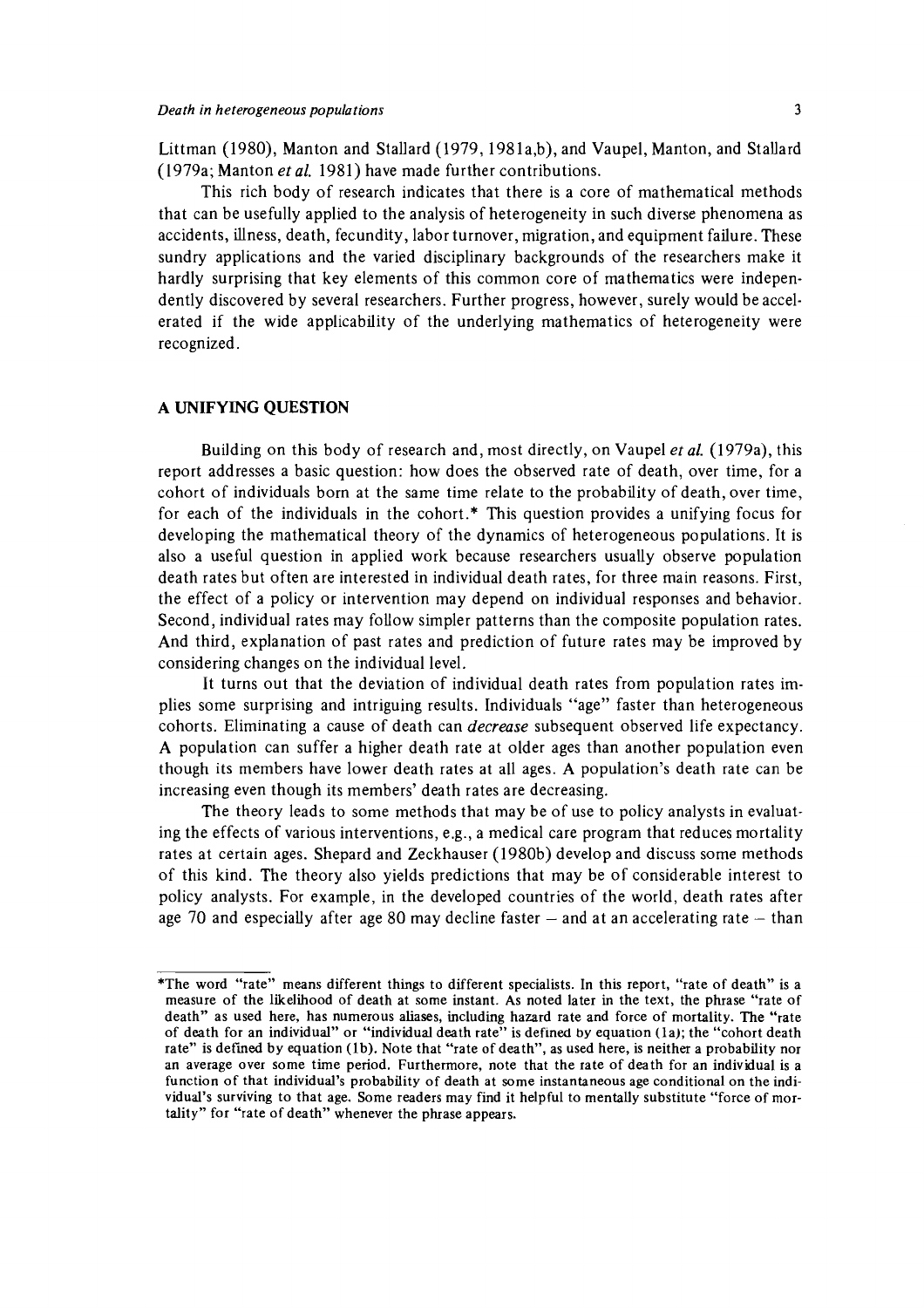Littman (1980), Manton and Stallard (1979, 1981a,b), and Vaupel, Manton, and Stallard (1979a; Manton *et al.* 1981) have made further contributions.

This rich body of research indicates that there is a core of mathematical methods that can be usefully applied to the analysis of heterogeneity in such diverse phenomena as accidents, illness, death, fecundity, labor turnover, migration, and equipment failure. These sundry applications and the varied disciplinary backgrounds of the researchers make it hardly surprising that key elements of this common core of mathematics were independently discovered by several researchers. Further progress, however, surely would be accelerated if the wide applicability of the underlying mathematics of heterogeneity were recognized.

## A UNIFYING QUESTION

Building on this body of research and, most directly, on Vaupel *et al.* (1979a), this report addresses a basic question: how does the observed rate of death, over time, for a cohort of individuals born at the same time relate to the probability of death, over time, for each of the individuals in the cohort.* This question provides a unifying focus for developing the mathematical theory of the dynamics of heterogeneous populations. It is also a useful question in applied work because researchers usually observe population death rates but often are interested in individual death rates, for three main reasons. First, the effect of a policy or intervention may depend on individual responses and behavior. Second, individual rates may follow simpler patterns than the composite population rates. And third, explanation of past rates and prediction of future rates may be improved by considering changes on the individual level.

It turns out that the deviation of individual death rates from population rates implies some surprising and intriguing results. Individuals "age" faster than heterogeneous cohorts. Eliminating a cause of death can *decrease* subsequent observed life expectancy. A population can suffer a higher death rate at older ages than another population even though its members have lower death rates at all ages. A population's death rate can be increasing even though its members' death rates are decreasing.

The theory leads to some methods that may be of use to policy analysts in evaluating the effects of various interventions, e.g., a medical care program that reduces mortality rates at certain ages. Shepard and Zeckhauser (1980b) develop and discuss some methods of this kind. The theory also yields predictions that may be of considerable interest to policy analysts. For example, in the developed countries of the world, death rates after age 70 and especially after age 80 may decline faster – and at an accelerating rate – than

---

*The word "rate" means different things to different specialists. In this report, "rate of death" is a measure of the likelihood of death at some instant. As noted later in the text, the phrase "rate of death" as used here, has numerous aliases, including hazard rate and force of mortality. The "rate of death for an individual" or "individual death rate" is defined by equation (1a); the "cohort death rate" is defined by equation (1b). Note that "rate of death", as used here, is neither a probability nor an average over some time period. Furthermore, note that the rate of death for an individual is a function of that individual's probability of death at some instantaneous age conditional on the individual's surviving to that age. Some readers may find it helpful to mentally substitute "force of mortality" for "rate of death" whenever the phrase appears.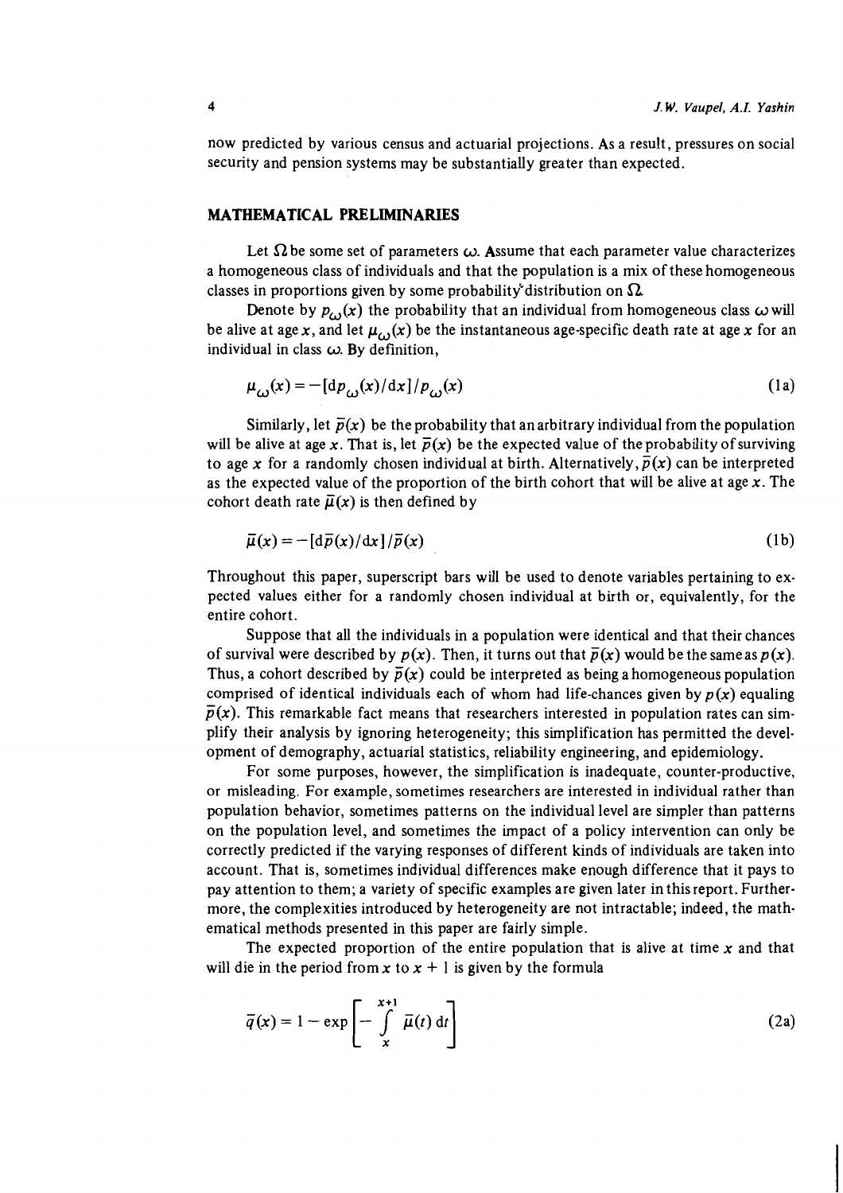now predicted by various census and actuarial projections. As a result, pressures on social security and pension systems may be substantially greater than expected.

## MATHEMATICAL PRELIMINARIES

Let $\Omega$ be some set of parameters $\omega$. Assume that each parameter value characterizes a homogeneous class of individuals and that the population is a mix of these homogeneous classes in proportions given by some probability distribution on $\Omega$.

Denote by $p_\omega(x)$ the probability that an individual from homogeneous class $\omega$ will be alive at age $x$, and let $\mu_\omega(x)$ be the instantaneous age-specific death rate at age $x$ for an individual in class $\omega$. By definition,

$$\mu_\omega(x) = -[\mathrm{d}p_\omega(x)/\mathrm{d}x]/p_\omega(x) \tag{1a}$$

Similarly, let $\bar{p}(x)$ be the probability that an arbitrary individual from the population will be alive at age $x$. That is, let $\bar{p}(x)$ be the expected value of the probability of surviving to age $x$ for a randomly chosen individual at birth. Alternatively, $\bar{p}(x)$ can be interpreted as the expected value of the proportion of the birth cohort that will be alive at age $x$. The cohort death rate $\bar{\mu}(x)$ is then defined by

$$\bar{\mu}(x) = -[\mathrm{d}\bar{p}(x)/\mathrm{d}x]/\bar{p}(x) \tag{1b}$$

Throughout this paper, superscript bars will be used to denote variables pertaining to expected values either for a randomly chosen individual at birth or, equivalently, for the entire cohort.

Suppose that all the individuals in a population were identical and that their chances of survival were described by $p(x)$. Then, it turns out that $\bar{p}(x)$ would be the same as $p(x)$. Thus, a cohort described by $\bar{p}(x)$ could be interpreted as being a homogeneous population comprised of identical individuals each of whom had life-chances given by $p(x)$ equaling $\bar{p}(x)$. This remarkable fact means that researchers interested in population rates can simplify their analysis by ignoring heterogeneity; this simplification has permitted the development of demography, actuarial statistics, reliability engineering, and epidemiology.

For some purposes, however, the simplification is inadequate, counter-productive, or misleading. For example, sometimes researchers are interested in individual rather than population behavior, sometimes patterns on the individual level are simpler than patterns on the population level, and sometimes the impact of a policy intervention can only be correctly predicted if the varying responses of different kinds of individuals are taken into account. That is, sometimes individual differences make enough difference that it pays to pay attention to them; a variety of specific examples are given later in this report. Furthermore, the complexities introduced by heterogeneity are not intractable; indeed, the mathematical methods presented in this paper are fairly simple.

The expected proportion of the entire population that is alive at time $x$ and that will die in the period from $x$ to $x + 1$ is given by the formula

$$\bar{q}(x) = 1 - \exp\left[-\int_x^{x+1} \bar{\mu}(t)\,\mathrm{d}t\right] \tag{2a}$$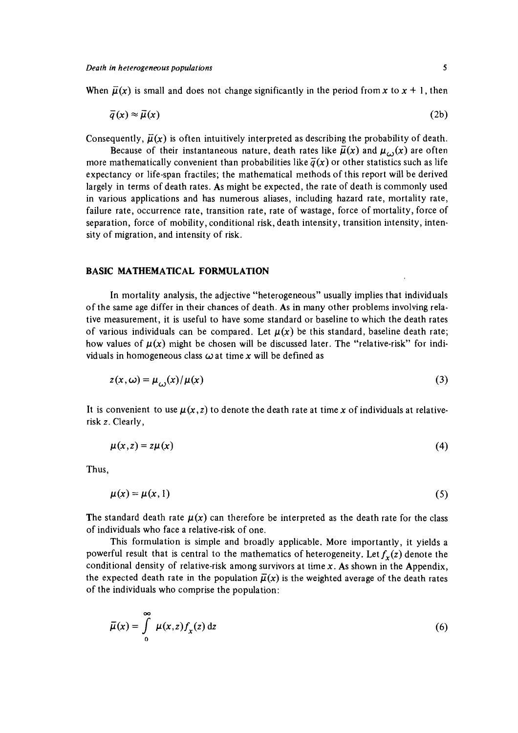When $\bar{\mu}(x)$ is small and does not change significantly in the period from $x$ to $x + 1$, then

$$\bar{q}(x) \approx \bar{\mu}(x) \tag{2b}$$

Consequently, $\bar{\mu}(x)$ is often intuitively interpreted as describing the probability of death.

Because of their instantaneous nature, death rates like $\bar{\mu}(x)$ and $\mu_{\omega}(x)$ are often more mathematically convenient than probabilities like $\bar{q}(x)$ or other statistics such as life expectancy or life-span fractiles; the mathematical methods of this report will be derived largely in terms of death rates. As might be expected, the rate of death is commonly used in various applications and has numerous aliases, including hazard rate, mortality rate, failure rate, occurrence rate, transition rate, rate of wastage, force of mortality, force of separation, force of mobility, conditional risk, death intensity, transition intensity, intensity of migration, and intensity of risk.

## BASIC MATHEMATICAL FORMULATION

In mortality analysis, the adjective "heterogeneous" usually implies that individuals of the same age differ in their chances of death. As in many other problems involving relative measurement, it is useful to have some standard or baseline to which the death rates of various individuals can be compared. Let $\mu(x)$ be this standard, baseline death rate; how values of $\mu(x)$ might be chosen will be discussed later. The "relative-risk" for individuals in homogeneous class $\omega$ at time $x$ will be defined as

$$z(x, \omega) = \mu_{\omega}(x)/\mu(x) \tag{3}$$

It is convenient to use $\mu(x, z)$ to denote the death rate at time $x$ of individuals at relative-risk $z$. Clearly,

$$\mu(x, z) = z\mu(x) \tag{4}$$

Thus,

$$\mu(x) = \mu(x, 1) \tag{5}$$

The standard death rate $\mu(x)$ can therefore be interpreted as the death rate for the class of individuals who face a relative-risk of one.

This formulation is simple and broadly applicable. More importantly, it yields a powerful result that is central to the mathematics of heterogeneity. Let $f_x(z)$ denote the conditional density of relative-risk among survivors at time $x$. As shown in the Appendix, the expected death rate in the population $\bar{\mu}(x)$ is the weighted average of the death rates of the individuals who comprise the population:

$$\bar{\mu}(x) = \int_0^{\infty} \mu(x, z) f_x(z) \, \mathrm{d}z \tag{6}$$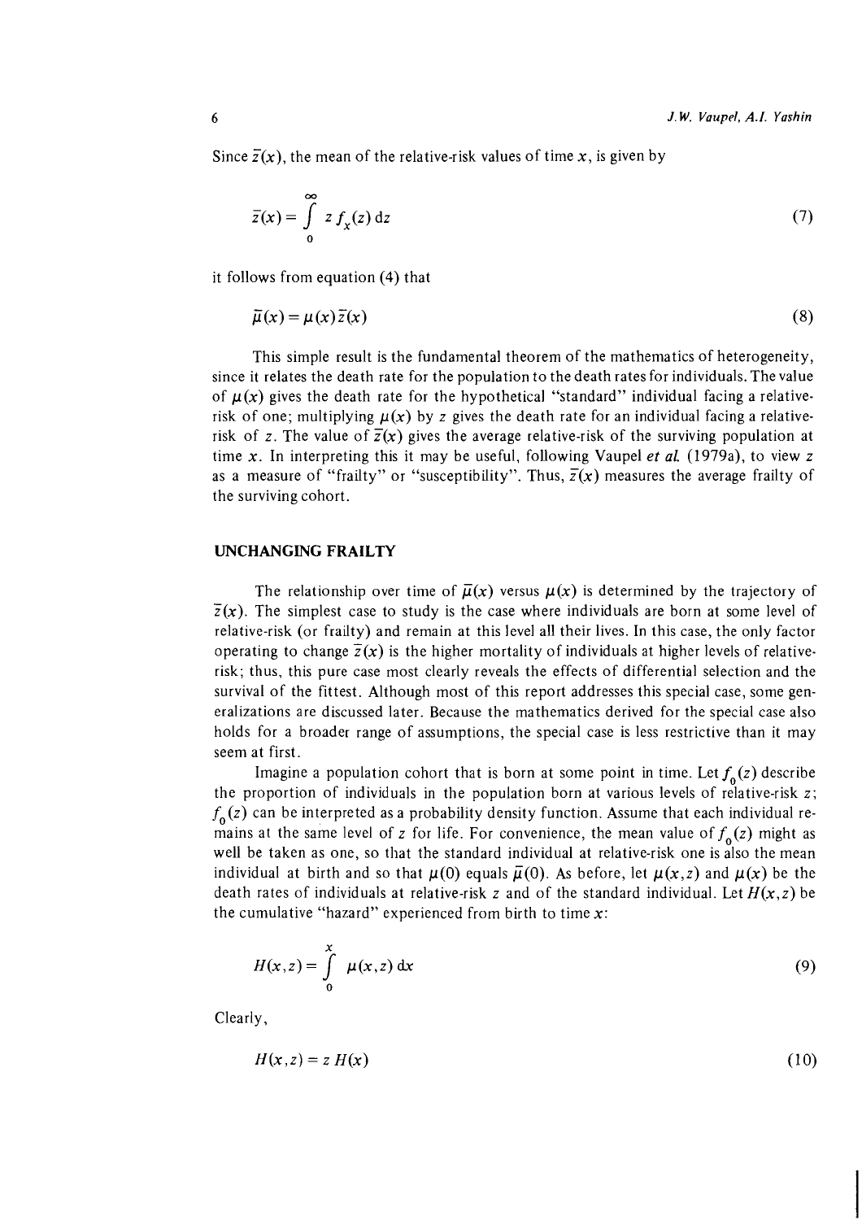Since $\bar{z}(x)$, the mean of the relative-risk values of time $x$, is given by

$$\bar{z}(x) = \int_0^\infty z\, f_x(z)\, \mathrm{d}z \tag{7}$$

it follows from equation (4) that

$$\bar{\mu}(x) = \mu(x)\, \bar{z}(x) \tag{8}$$

This simple result is the fundamental theorem of the mathematics of heterogeneity, since it relates the death rate for the population to the death rates for individuals. The value of $\mu(x)$ gives the death rate for the hypothetical "standard" individual facing a relative-risk of one; multiplying $\mu(x)$ by $z$ gives the death rate for an individual facing a relative-risk of $z$. The value of $\bar{z}(x)$ gives the average relative-risk of the surviving population at time $x$. In interpreting this it may be useful, following Vaupel *et al.* (1979a), to view $z$ as a measure of "frailty" or "susceptibility". Thus, $\bar{z}(x)$ measures the average frailty of the surviving cohort.

## UNCHANGING FRAILTY

The relationship over time of $\bar{\mu}(x)$ versus $\mu(x)$ is determined by the trajectory of $\bar{z}(x)$. The simplest case to study is the case where individuals are born at some level of relative-risk (or frailty) and remain at this level all their lives. In this case, the only factor operating to change $\bar{z}(x)$ is the higher mortality of individuals at higher levels of relative-risk; thus, this pure case most clearly reveals the effects of differential selection and the survival of the fittest. Although most of this report addresses this special case, some generalizations are discussed later. Because the mathematics derived for the special case also holds for a broader range of assumptions, the special case is less restrictive than it may seem at first.

Imagine a population cohort that is born at some point in time. Let $f_0(z)$ describe the proportion of individuals in the population born at various levels of relative-risk $z$; $f_0(z)$ can be interpreted as a probability density function. Assume that each individual remains at the same level of $z$ for life. For convenience, the mean value of $f_0(z)$ might as well be taken as one, so that the standard individual at relative-risk one is also the mean individual at birth and so that $\mu(0)$ equals $\bar{\mu}(0)$. As before, let $\mu(x,z)$ and $\mu(x)$ be the death rates of individuals at relative-risk $z$ and of the standard individual. Let $H(x,z)$ be the cumulative "hazard" experienced from birth to time $x$:

$$H(x,z) = \int_0^x \mu(x,z)\, \mathrm{d}x \tag{9}$$

Clearly,

$$H(x,z) = z\, H(x) \tag{10}$$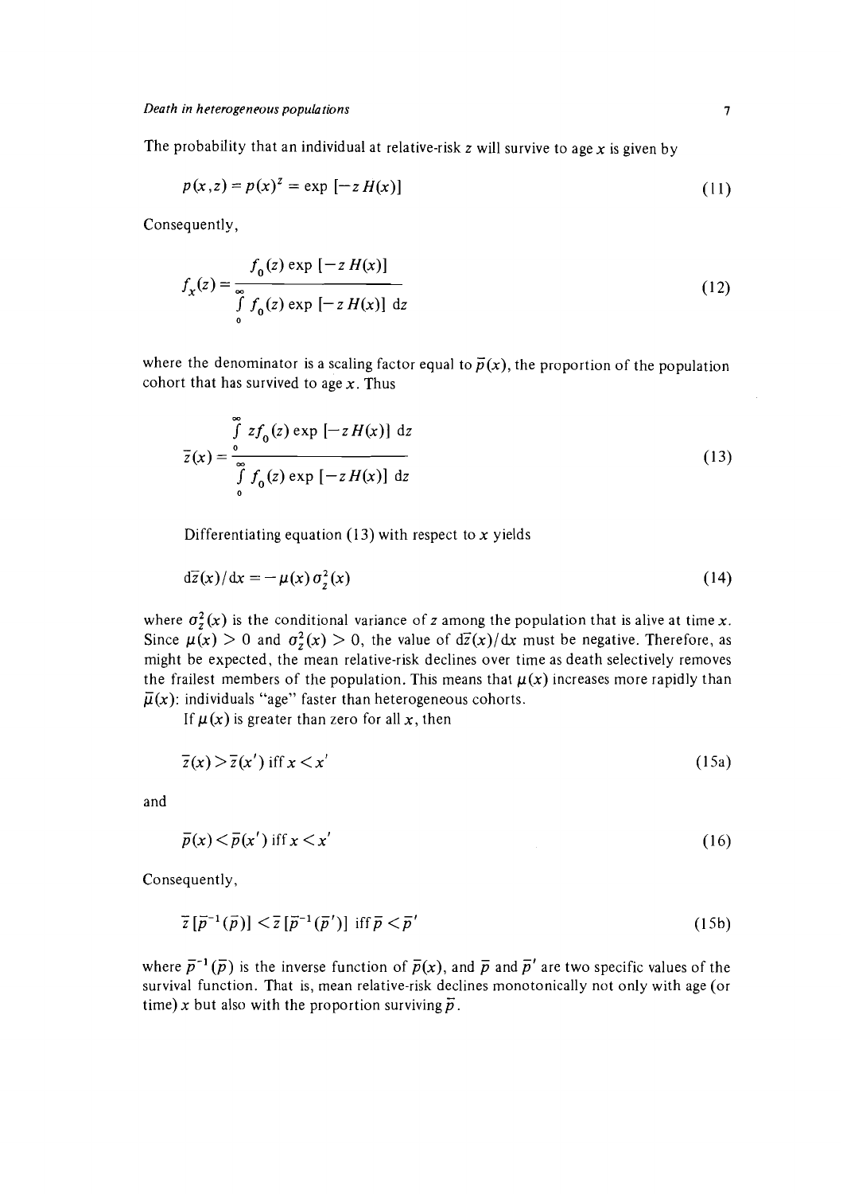The probability that an individual at relative-risk $z$ will survive to age $x$ is given by

$$p(x,z) = p(x)^z = \exp\,[-z\,H(x)] \tag{11}$$

Consequently,

$$f_x(z) = \frac{f_0(z)\exp\,[-z\,H(x)]}{\int_0^\infty f_0(z)\exp\,[-z\,H(x)]\;\mathrm{d}z} \tag{12}$$

where the denominator is a scaling factor equal to $\bar{p}(x)$, the proportion of the population cohort that has survived to age $x$. Thus

$$\bar{z}(x) = \frac{\int_0^\infty z f_0(z)\exp\,[-z\,H(x)]\;\mathrm{d}z}{\int_0^\infty f_0(z)\exp\,[-z\,H(x)]\;\mathrm{d}z} \tag{13}$$

Differentiating equation (13) with respect to $x$ yields

$$\mathrm{d}\bar{z}(x)/\mathrm{d}x = -\mu(x)\,\sigma_z^2(x) \tag{14}$$

where $\sigma_z^2(x)$ is the conditional variance of $z$ among the population that is alive at time $x$. Since $\mu(x) > 0$ and $\sigma_z^2(x) > 0$, the value of $\mathrm{d}\bar{z}(x)/\mathrm{d}x$ must be negative. Therefore, as might be expected, the mean relative-risk declines over time as death selectively removes the frailest members of the population. This means that $\mu(x)$ increases more rapidly than $\bar{\mu}(x)$: individuals "age" faster than heterogeneous cohorts.

If $\mu(x)$ is greater than zero for all $x$, then

$$\bar{z}(x) > \bar{z}(x') \text{ iff } x < x' \tag{15a}$$

and

$$\bar{p}(x) < \bar{p}(x') \text{ iff } x < x' \tag{16}$$

Consequently,

$$\bar{z}\,[\bar{p}^{-1}(\bar{p})] < \bar{z}\,[\bar{p}^{-1}(\bar{p}')] \text{ iff } \bar{p} < \bar{p}' \tag{15b}$$

where $\bar{p}^{-1}(\bar{p})$ is the inverse function of $\bar{p}(x)$, and $\bar{p}$ and $\bar{p}'$ are two specific values of the survival function. That is, mean relative-risk declines monotonically not only with age (or time) $x$ but also with the proportion surviving $\bar{p}$.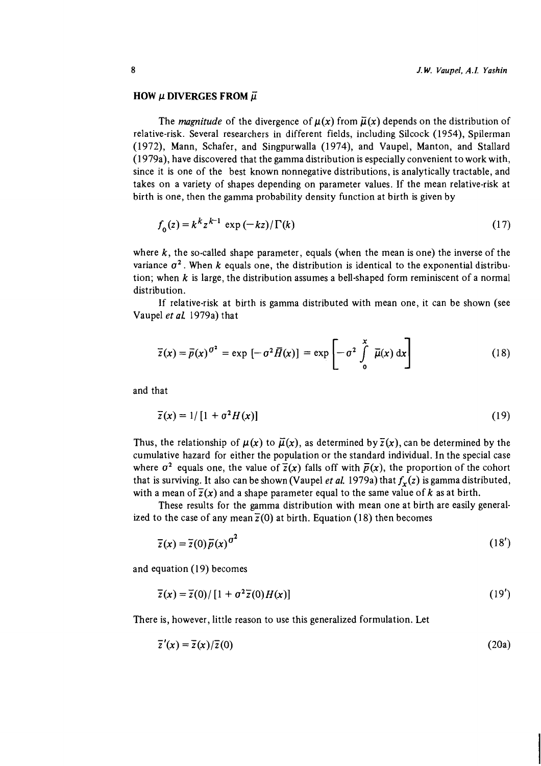## HOW $\mu$ DIVERGES FROM $\bar{\mu}$

The *magnitude* of the divergence of $\mu(x)$ from $\bar{\mu}(x)$ depends on the distribution of relative-risk. Several researchers in different fields, including Silcock (1954), Spilerman (1972), Mann, Schafer, and Singpurwalla (1974), and Vaupel, Manton, and Stallard (1979a), have discovered that the gamma distribution is especially convenient to work with, since it is one of the best known nonnegative distributions, is analytically tractable, and takes on a variety of shapes depending on parameter values. If the mean relative-risk at birth is one, then the gamma probability density function at birth is given by

$$f_0(z) = k^k z^{k-1} \exp(-kz)/\Gamma(k) \tag{17}$$

where $k$, the so-called shape parameter, equals (when the mean is one) the inverse of the variance $\sigma^2$. When $k$ equals one, the distribution is identical to the exponential distribution; when $k$ is large, the distribution assumes a bell-shaped form reminiscent of a normal distribution.

If relative-risk at birth is gamma distributed with mean one, it can be shown (see Vaupel *et al.* 1979a) that

$$\bar{z}(x) = \bar{p}(x)^{\sigma^2} = \exp\left[-\sigma^2 \bar{H}(x)\right] = \exp\left[-\sigma^2 \int_0^x \bar{\mu}(x)\,\mathrm{d}x\right] \tag{18}$$

and that

$$\bar{z}(x) = 1/\left[1 + \sigma^2 H(x)\right] \tag{19}$$

Thus, the relationship of $\mu(x)$ to $\bar{\mu}(x)$, as determined by $\bar{z}(x)$, can be determined by the cumulative hazard for either the population or the standard individual. In the special case where $\sigma^2$ equals one, the value of $\bar{z}(x)$ falls off with $\bar{p}(x)$, the proportion of the cohort that is surviving. It also can be shown (Vaupel *et al.* 1979a) that $f_x(z)$ is gamma distributed, with a mean of $\bar{z}(x)$ and a shape parameter equal to the same value of $k$ as at birth.

These results for the gamma distribution with mean one at birth are easily generalized to the case of any mean $\bar{z}(0)$ at birth. Equation (18) then becomes

$$\bar{z}(x) = \bar{z}(0)\bar{p}(x)^{\sigma^2} \tag{18'}$$

and equation (19) becomes

$$\bar{z}(x) = \bar{z}(0)/\left[1 + \sigma^2 \bar{z}(0) H(x)\right] \tag{19'}$$

There is, however, little reason to use this generalized formulation. Let

$$\bar{z}'(x) = \bar{z}(x)/\bar{z}(0) \tag{20a}$$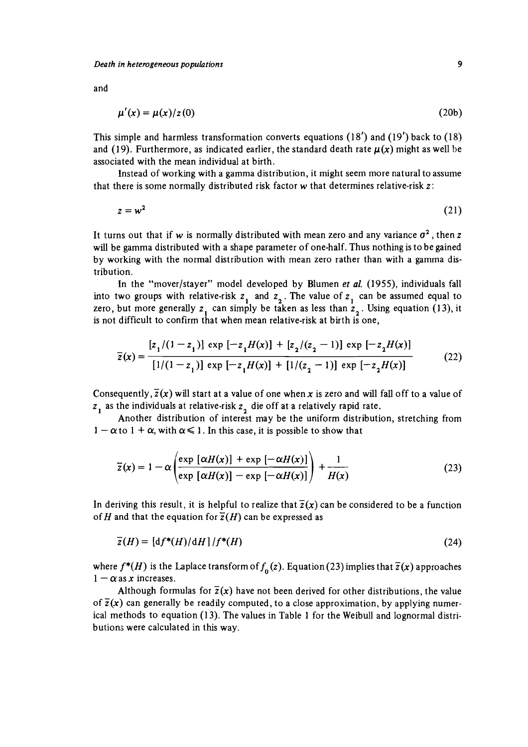and

$$\mu'(x) = \mu(x)/z(0) \tag{20b}$$

This simple and harmless transformation converts equations (18′) and (19′) back to (18) and (19). Furthermore, as indicated earlier, the standard death rate $\mu(x)$ might as well be associated with the mean individual at birth.

Instead of working with a gamma distribution, it might seem more natural to assume that there is some normally distributed risk factor $w$ that determines relative-risk $z$:

$$z = w^2 \tag{21}$$

It turns out that if $w$ is normally distributed with mean zero and any variance $\sigma^2$, then $z$ will be gamma distributed with a shape parameter of one-half. Thus nothing is to be gained by working with the normal distribution with mean zero rather than with a gamma distribution.

In the "mover/stayer" model developed by Blumen *et al.* (1955), individuals fall into two groups with relative-risk $z_1$ and $z_2$. The value of $z_1$ can be assumed equal to zero, but more generally $z_1$ can simply be taken as less than $z_2$. Using equation (13), it is not difficult to confirm that when mean relative-risk at birth is one,

$$\bar{z}(x) = \frac{[z_1/(1-z_1)]\exp[-z_1 H(x)] + [z_2/(z_2-1)]\exp[-z_2 H(x)]}{[1/(1-z_1)]\exp[-z_1 H(x)] + [1/(z_2-1)]\exp[-z_2 H(x)]} \tag{22}$$

Consequently, $\bar{z}(x)$ will start at a value of one when $x$ is zero and will fall off to a value of $z_1$ as the individuals at relative-risk $z_2$ die off at a relatively rapid rate.

Another distribution of interest may be the uniform distribution, stretching from $1-\alpha$ to $1+\alpha$, with $\alpha \leqslant 1$. In this case, it is possible to show that

$$\bar{z}(x) = 1 - \alpha\left(\frac{\exp[\alpha H(x)] + \exp[-\alpha H(x)]}{\exp[\alpha H(x)] - \exp[-\alpha H(x)]}\right) + \frac{1}{H(x)} \tag{23}$$

In deriving this result, it is helpful to realize that $\bar{z}(x)$ can be considered to be a function of $H$ and that the equation for $\bar{z}(H)$ can be expressed as

$$\bar{z}(H) = [\mathrm{d}f^*(H)/\mathrm{d}H]/f^*(H) \tag{24}$$

where $f^*(H)$ is the Laplace transform of $f_0(z)$. Equation (23) implies that $\bar{z}(x)$ approaches $1-\alpha$ as $x$ increases.

Although formulas for $\bar{z}(x)$ have not been derived for other distributions, the value of $\bar{z}(x)$ can generally be readily computed, to a close approximation, by applying numerical methods to equation (13). The values in Table 1 for the Weibull and lognormal distributions were calculated in this way.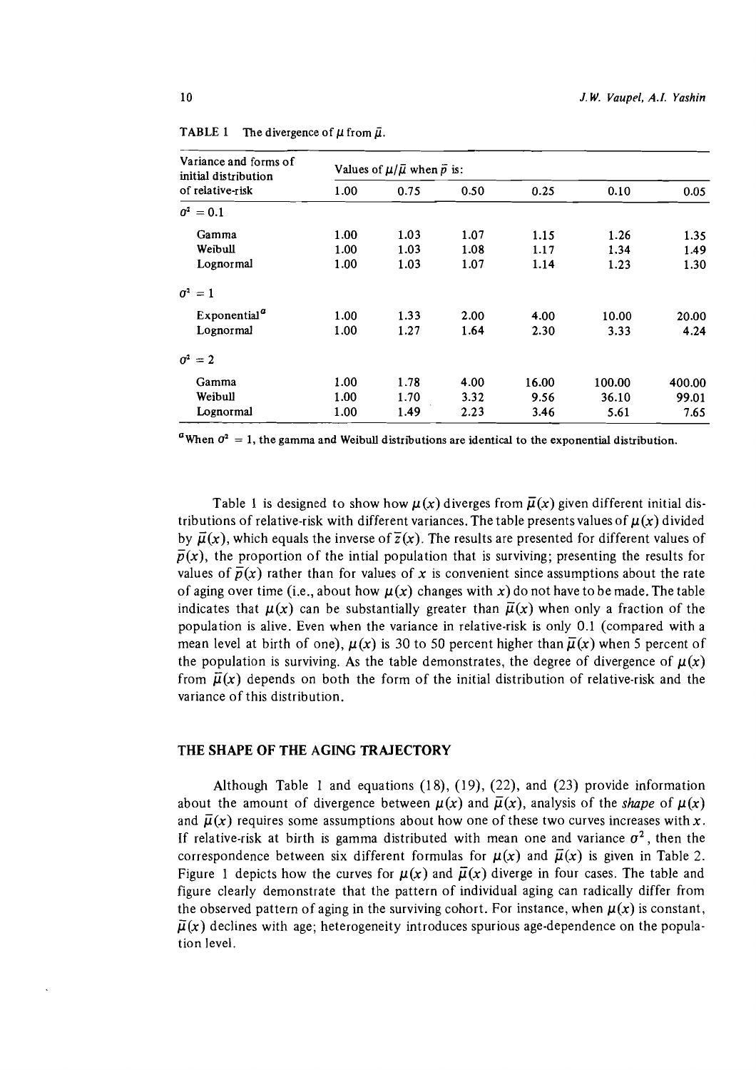TABLE 1 The divergence of $\mu$ from $\bar{\mu}$.

| Variance and forms of initial distribution of relative-risk | Values of $\mu/\bar{\mu}$ when $\bar{p}$ is: | | | | | |
|---|---|---|---|---|---|---|
| | 1.00 | 0.75 | 0.50 | 0.25 | 0.10 | 0.05 |
| $\sigma^2 = 0.1$ | | | | | | |
| Gamma | 1.00 | 1.03 | 1.07 | 1.15 | 1.26 | 1.35 |
| Weibull | 1.00 | 1.03 | 1.08 | 1.17 | 1.34 | 1.49 |
| Lognormal | 1.00 | 1.03 | 1.07 | 1.14 | 1.23 | 1.30 |
| $\sigma^2 = 1$ | | | | | | |
| Exponential[a] | 1.00 | 1.33 | 2.00 | 4.00 | 10.00 | 20.00 |
| Lognormal | 1.00 | 1.27 | 1.64 | 2.30 | 3.33 | 4.24 |
| $\sigma^2 = 2$ | | | | | | |
| Gamma | 1.00 | 1.78 | 4.00 | 16.00 | 100.00 | 400.00 |
| Weibull | 1.00 | 1.70 | 3.32 | 9.56 | 36.10 | 99.01 |
| Lognormal | 1.00 | 1.49 | 2.23 | 3.46 | 5.61 | 7.65 |

[a] When $\sigma^2 = 1$, the gamma and Weibull distributions are identical to the exponential distribution.

Table 1 is designed to show how $\mu(x)$ diverges from $\bar{\mu}(x)$ given different initial distributions of relative-risk with different variances. The table presents values of $\mu(x)$ divided by $\bar{\mu}(x)$, which equals the inverse of $\bar{z}(x)$. The results are presented for different values of $\bar{p}(x)$, the proportion of the intial population that is surviving; presenting the results for values of $\bar{p}(x)$ rather than for values of $x$ is convenient since assumptions about the rate of aging over time (i.e., about how $\mu(x)$ changes with $x$) do not have to be made. The table indicates that $\mu(x)$ can be substantially greater than $\bar{\mu}(x)$ when only a fraction of the population is alive. Even when the variance in relative-risk is only 0.1 (compared with a mean level at birth of one), $\mu(x)$ is 30 to 50 percent higher than $\bar{\mu}(x)$ when 5 percent of the population is surviving. As the table demonstrates, the degree of divergence of $\mu(x)$ from $\bar{\mu}(x)$ depends on both the form of the initial distribution of relative-risk and the variance of this distribution.

## THE SHAPE OF THE AGING TRAJECTORY

Although Table 1 and equations (18), (19), (22), and (23) provide information about the amount of divergence between $\mu(x)$ and $\bar{\mu}(x)$, analysis of the *shape* of $\mu(x)$ and $\bar{\mu}(x)$ requires some assumptions about how one of these two curves increases with $x$. If relative-risk at birth is gamma distributed with mean one and variance $\sigma^2$, then the correspondence between six different formulas for $\mu(x)$ and $\bar{\mu}(x)$ is given in Table 2. Figure 1 depicts how the curves for $\mu(x)$ and $\bar{\mu}(x)$ diverge in four cases. The table and figure clearly demonstrate that the pattern of individual aging can radically differ from the observed pattern of aging in the surviving cohort. For instance, when $\mu(x)$ is constant, $\bar{\mu}(x)$ declines with age; heterogeneity introduces spurious age-dependence on the population level.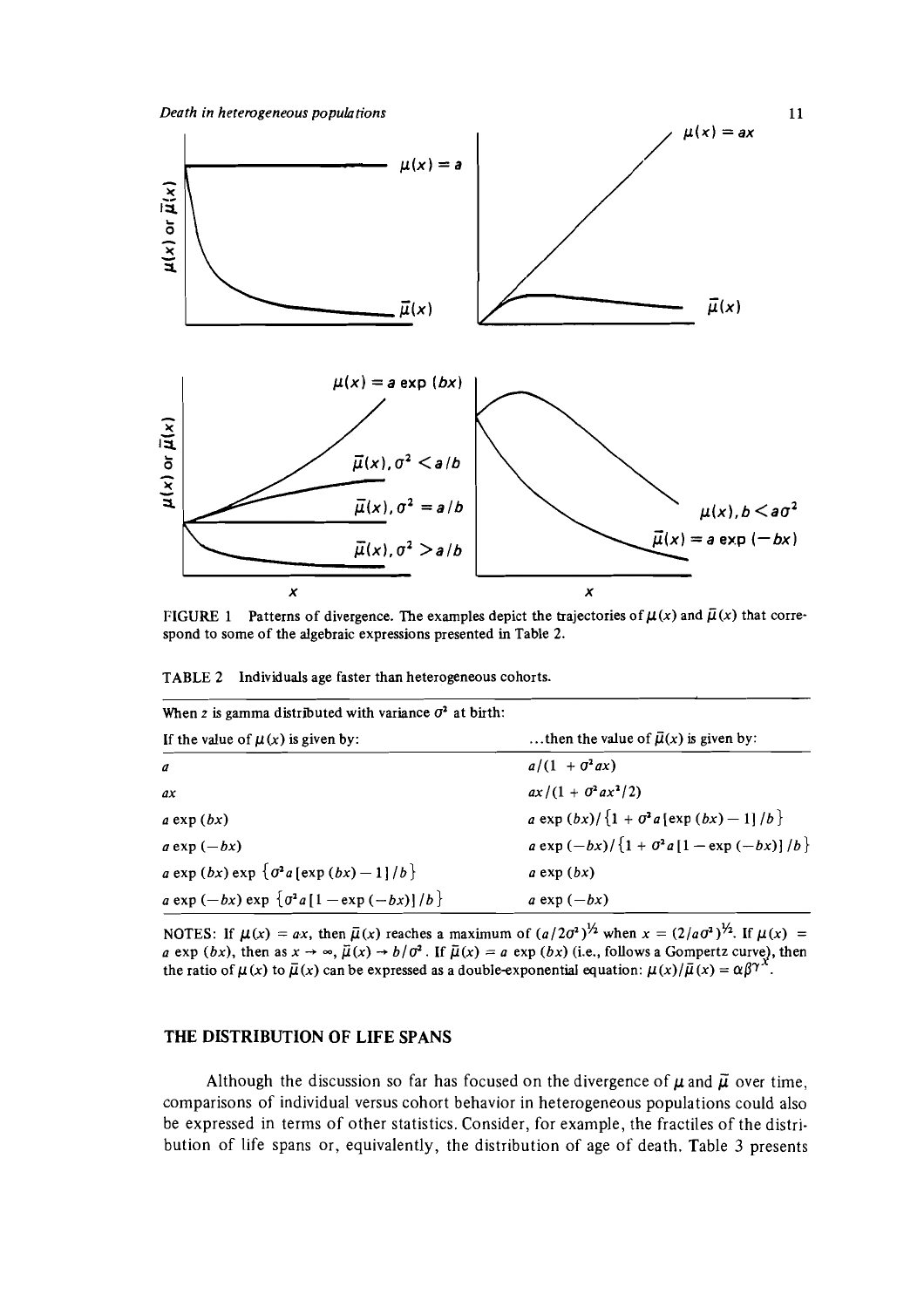FIGURE 1 Patterns of divergence. The examples depict the trajectories of $\mu(x)$ and $\bar{\mu}(x)$ that correspond to some of the algebraic expressions presented in Table 2.

TABLE 2 Individuals age faster than heterogeneous cohorts.

| When $z$ is gamma distributed with variance $\sigma^2$ at birth: | |
|---|---|
| If the value of $\mu(x)$ is given by: | ...then the value of $\bar{\mu}(x)$ is given by: |
| $a$ | $a/(1 + \sigma^2 ax)$ |
| $ax$ | $ax/(1 + \sigma^2 ax^2/2)$ |
| $a \exp(bx)$ | $a \exp(bx)/\{1 + \sigma^2 a[\exp(bx) - 1]/b\}$ |
| $a \exp(-bx)$ | $a \exp(-bx)/\{1 + \sigma^2 a[1 - \exp(-bx)]/b\}$ |
| $a \exp(bx) \exp\{\sigma^2 a[\exp(bx) - 1]/b\}$ | $a \exp(bx)$ |
| $a \exp(-bx) \exp\{\sigma^2 a[1 - \exp(-bx)]/b\}$ | $a \exp(-bx)$ |

NOTES: If $\mu(x) = ax$, then $\bar{\mu}(x)$ reaches a maximum of $(a/2\sigma^2)^{1/2}$ when $x = (2/a\sigma^2)^{1/2}$. If $\mu(x) = a \exp(bx)$, then as $x \to \infty$, $\bar{\mu}(x) \to b/\sigma^2$. If $\bar{\mu}(x) = a \exp(bx)$ (i.e., follows a Gompertz curve), then the ratio of $\mu(x)$ to $\bar{\mu}(x)$ can be expressed as a double-exponential equation: $\mu(x)/\bar{\mu}(x) = \alpha\beta^{\gamma^x}$.

## THE DISTRIBUTION OF LIFE SPANS

Although the discussion so far has focused on the divergence of $\mu$ and $\bar{\mu}$ over time, comparisons of individual versus cohort behavior in heterogeneous populations could also be expressed in terms of other statistics. Consider, for example, the fractiles of the distribution of life spans or, equivalently, the distribution of age of death. Table 3 presents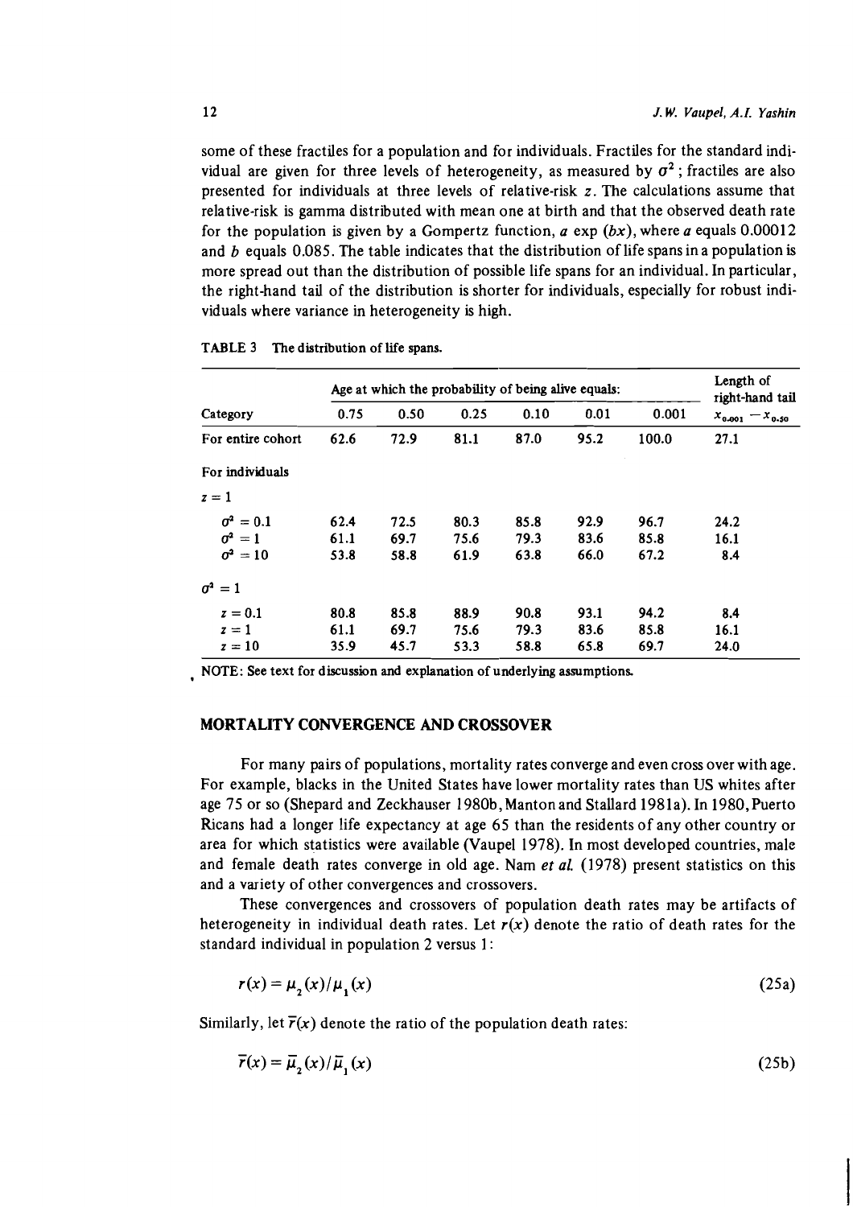some of these fractiles for a population and for individuals. Fractiles for the standard individual are given for three levels of heterogeneity, as measured by $\sigma^2$; fractiles are also presented for individuals at three levels of relative-risk $z$. The calculations assume that relative-risk is gamma distributed with mean one at birth and that the observed death rate for the population is given by a Gompertz function, $a \exp(bx)$, where $a$ equals 0.00012 and $b$ equals 0.085. The table indicates that the distribution of life spans in a population is more spread out than the distribution of possible life spans for an individual. In particular, the right-hand tail of the distribution is shorter for individuals, especially for robust individuals where variance in heterogeneity is high.

TABLE 3 The distribution of life spans.

| Category | Age at which the probability of being alive equals: | | | | | | Length of right-hand tail |
|---|---|---|---|---|---|---|---|
| | 0.75 | 0.50 | 0.25 | 0.10 | 0.01 | 0.001 | $x_{0.001} - x_{0.50}$ |
| For entire cohort | 62.6 | 72.9 | 81.1 | 87.0 | 95.2 | 100.0 | 27.1 |
| For individuals | | | | | | | |
| $z = 1$ | | | | | | | |
| $\sigma^2 = 0.1$ | 62.4 | 72.5 | 80.3 | 85.8 | 92.9 | 96.7 | 24.2 |
| $\sigma^2 = 1$ | 61.1 | 69.7 | 75.6 | 79.3 | 83.6 | 85.8 | 16.1 |
| $\sigma^2 = 10$ | 53.8 | 58.8 | 61.9 | 63.8 | 66.0 | 67.2 | 8.4 |
| $\sigma^2 = 1$ | | | | | | | |
| $z = 0.1$ | 80.8 | 85.8 | 88.9 | 90.8 | 93.1 | 94.2 | 8.4 |
| $z = 1$ | 61.1 | 69.7 | 75.6 | 79.3 | 83.6 | 85.8 | 16.1 |
| $z = 10$ | 35.9 | 45.7 | 53.3 | 58.8 | 65.8 | 69.7 | 24.0 |

NOTE: See text for discussion and explanation of underlying assumptions.

## MORTALITY CONVERGENCE AND CROSSOVER

For many pairs of populations, mortality rates converge and even cross over with age. For example, blacks in the United States have lower mortality rates than US whites after age 75 or so (Shepard and Zeckhauser 1980b, Manton and Stallard 1981a). In 1980, Puerto Ricans had a longer life expectancy at age 65 than the residents of any other country or area for which statistics were available (Vaupel 1978). In most developed countries, male and female death rates converge in old age. Nam *et al.* (1978) present statistics on this and a variety of other convergences and crossovers.

These convergences and crossovers of population death rates may be artifacts of heterogeneity in individual death rates. Let $r(x)$ denote the ratio of death rates for the standard individual in population 2 versus 1:

$$r(x) = \mu_2(x)/\mu_1(x) \tag{25a}$$

Similarly, let $\bar{r}(x)$ denote the ratio of the population death rates:

$$\bar{r}(x) = \bar{\mu}_2(x)/\bar{\mu}_1(x) \tag{25b}$$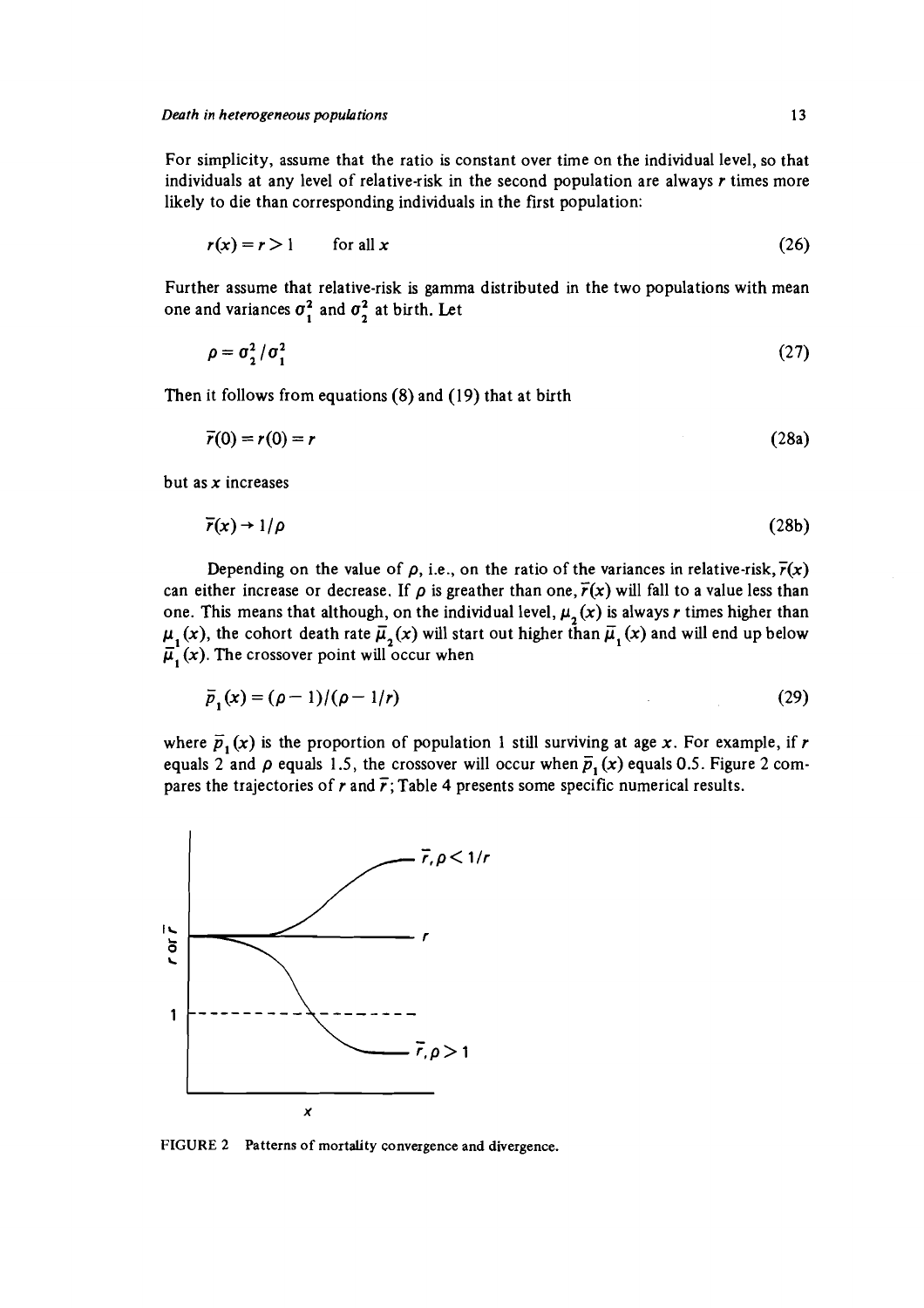For simplicity, assume that the ratio is constant over time on the individual level, so that individuals at any level of relative-risk in the second population are always $r$ times more likely to die than corresponding individuals in the first population:

$$r(x) = r > 1 \qquad \text{for all } x \tag{26}$$

Further assume that relative-risk is gamma distributed in the two populations with mean one and variances $\sigma_1^2$ and $\sigma_2^2$ at birth. Let

$$\rho = \sigma_2^2 / \sigma_1^2 \tag{27}$$

Then it follows from equations (8) and (19) that at birth

$$\bar{r}(0) = r(0) = r \tag{28a}$$

but as $x$ increases

$$\bar{r}(x) \rightarrow 1/\rho \tag{28b}$$

Depending on the value of $\rho$, i.e., on the ratio of the variances in relative-risk, $\bar{r}(x)$ can either increase or decrease. If $\rho$ is greather than one, $\bar{r}(x)$ will fall to a value less than one. This means that although, on the individual level, $\mu_2(x)$ is always $r$ times higher than $\mu_1(x)$, the cohort death rate $\bar{\mu}_2(x)$ will start out higher than $\bar{\mu}_1(x)$ and will end up below $\bar{\mu}_1(x)$. The crossover point will occur when

$$\bar{p}_1(x) = (\rho - 1)/(\rho - 1/r) \tag{29}$$

where $\bar{p}_1(x)$ is the proportion of population 1 still surviving at age $x$. For example, if $r$ equals 2 and $\rho$ equals 1.5, the crossover will occur when $\bar{p}_1(x)$ equals 0.5. Figure 2 compares the trajectories of $r$ and $\bar{r}$; Table 4 presents some specific numerical results.

FIGURE 2 Patterns of mortality convergence and divergence.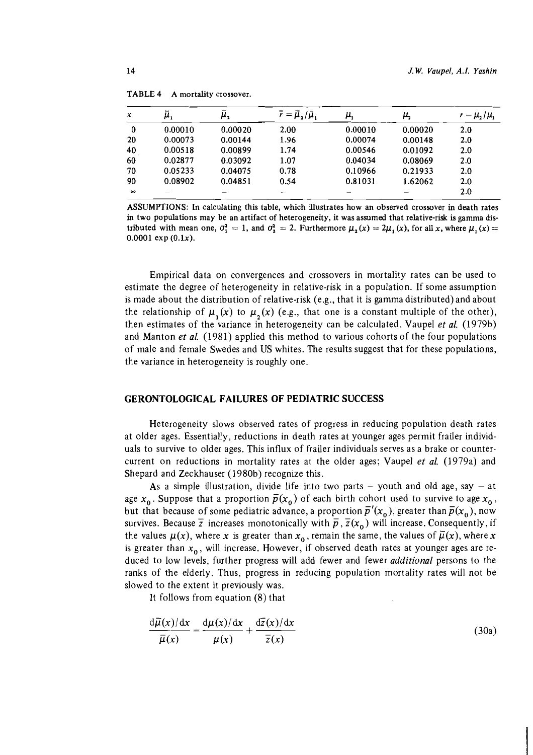TABLE 4 A mortality crossover.

| $x$ | $\bar{\mu}_1$ | $\bar{\mu}_2$ | $\bar{r} = \bar{\mu}_2/\bar{\mu}_1$ | $\mu_1$ | $\mu_2$ | $r = \mu_2/\mu_1$ |
|---|---|---|---|---|---|---|
| 0 | 0.00010 | 0.00020 | 2.00 | 0.00010 | 0.00020 | 2.0 |
| 20 | 0.00073 | 0.00144 | 1.96 | 0.00074 | 0.00148 | 2.0 |
| 40 | 0.00518 | 0.00899 | 1.74 | 0.00546 | 0.01092 | 2.0 |
| 60 | 0.02877 | 0.03092 | 1.07 | 0.04034 | 0.08069 | 2.0 |
| 70 | 0.05233 | 0.04075 | 0.78 | 0.10966 | 0.21933 | 2.0 |
| 90 | 0.08902 | 0.04851 | 0.54 | 0.81031 | 1.62062 | 2.0 |
| $\infty$ | – | – | – | – | – | 2.0 |

ASSUMPTIONS: In calculating this table, which illustrates how an observed crossover in death rates in two populations may be an artifact of heterogeneity, it was assumed that relative-risk is gamma distributed with mean one, $\sigma_1^2 = 1$, and $\sigma_2^2 = 2$. Furthermore $\mu_2(x) = 2\mu_1(x)$, for all $x$, where $\mu_1(x) = 0.0001 \exp(0.1x)$.

Empirical data on convergences and crossovers in mortality rates can be used to estimate the degree of heterogeneity in relative-risk in a population. If some assumption is made about the distribution of relative-risk (e.g., that it is gamma distributed) and about the relationship of $\mu_1(x)$ to $\mu_2(x)$ (e.g., that one is a constant multiple of the other), then estimates of the variance in heterogeneity can be calculated. Vaupel *et al.* (1979b) and Manton *et al.* (1981) applied this method to various cohorts of the four populations of male and female Swedes and US whites. The results suggest that for these populations, the variance in heterogeneity is roughly one.

## GERONTOLOGICAL FAILURES OF PEDIATRIC SUCCESS

Heterogeneity slows observed rates of progress in reducing population death rates at older ages. Essentially, reductions in death rates at younger ages permit frailer individuals to survive to older ages. This influx of frailer individuals serves as a brake or countercurrent on reductions in mortality rates at the older ages; Vaupel *et al.* (1979a) and Shepard and Zeckhauser (1980b) recognize this.

As a simple illustration, divide life into two parts – youth and old age, say – at age $x_0$. Suppose that a proportion $\bar{p}(x_0)$ of each birth cohort used to survive to age $x_0$, but that because of some pediatric advance, a proportion $\bar{p}'(x_0)$, greater than $\bar{p}(x_0)$, now survives. Because $\bar{z}$ increases monotonically with $\bar{p}$, $\bar{z}(x_0)$ will increase. Consequently, if the values $\mu(x)$, where $x$ is greater than $x_0$, remain the same, the values of $\bar{\mu}(x)$, where $x$ is greater than $x_0$, will increase. However, if observed death rates at younger ages are reduced to low levels, further progress will add fewer and fewer *additional* persons to the ranks of the elderly. Thus, progress in reducing population mortality rates will not be slowed to the extent it previously was.

It follows from equation (8) that

$$\frac{\mathrm{d}\bar{\mu}(x)/\mathrm{d}x}{\bar{\mu}(x)} = \frac{\mathrm{d}\mu(x)/\mathrm{d}x}{\mu(x)} + \frac{\mathrm{d}\bar{z}(x)/\mathrm{d}x}{\bar{z}(x)} \tag{30a}$$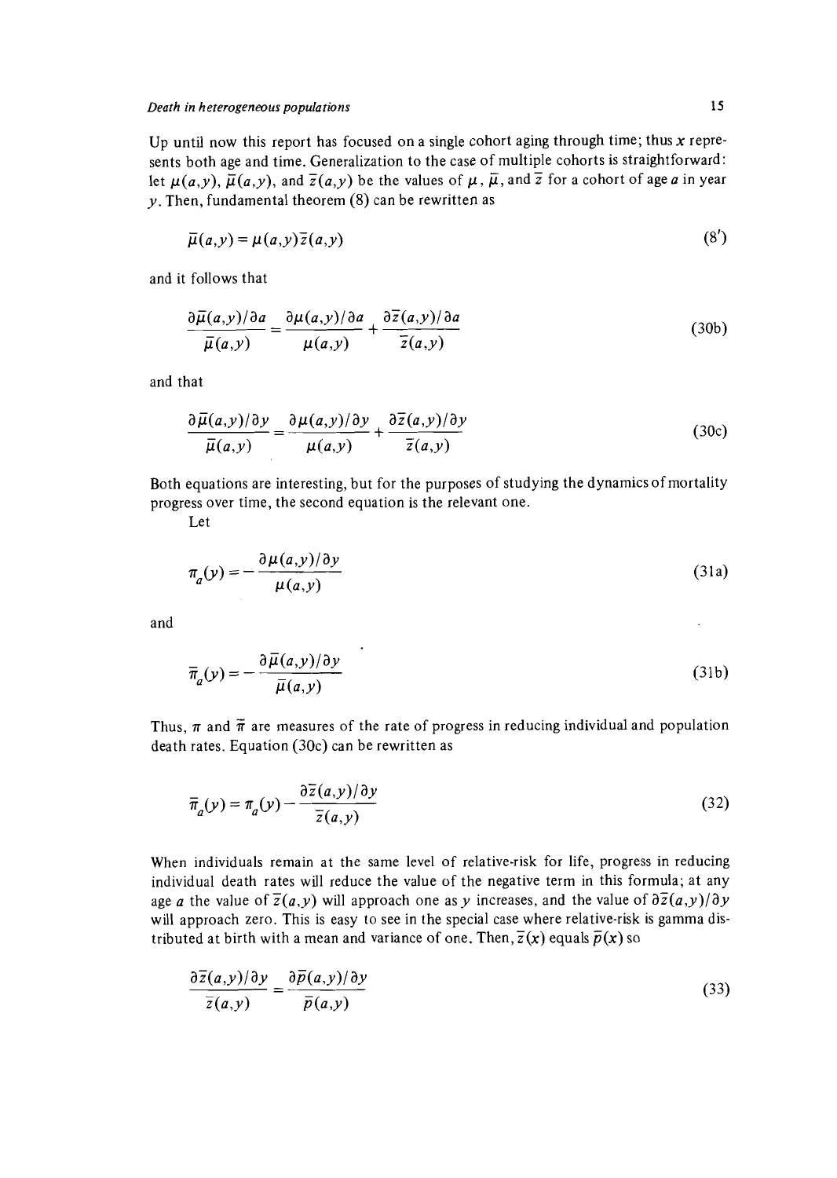Up until now this report has focused on a single cohort aging through time; thus $x$ represents both age and time. Generalization to the case of multiple cohorts is straightforward: let $\mu(a,y)$, $\bar{\mu}(a,y)$, and $\bar{z}(a,y)$ be the values of $\mu$, $\bar{\mu}$, and $\bar{z}$ for a cohort of age $a$ in year $y$. Then, fundamental theorem (8) can be rewritten as

$$\bar{\mu}(a,y) = \mu(a,y)\bar{z}(a,y) \tag{8'}$$

and it follows that

$$\frac{\partial\bar{\mu}(a,y)/\partial a}{\bar{\mu}(a,y)} = \frac{\partial\mu(a,y)/\partial a}{\mu(a,y)} + \frac{\partial\bar{z}(a,y)/\partial a}{\bar{z}(a,y)} \tag{30b}$$

and that

$$\frac{\partial\bar{\mu}(a,y)/\partial y}{\bar{\mu}(a,y)} = \frac{\partial\mu(a,y)/\partial y}{\mu(a,y)} + \frac{\partial\bar{z}(a,y)/\partial y}{\bar{z}(a,y)} \tag{30c}$$

Both equations are interesting, but for the purposes of studying the dynamics of mortality progress over time, the second equation is the relevant one.

Let

$$\pi_a(y) = -\frac{\partial\mu(a,y)/\partial y}{\mu(a,y)} \tag{31a}$$

and

$$\bar{\pi}_a(y) = -\frac{\partial\bar{\mu}(a,y)/\partial y}{\bar{\mu}(a,y)} \tag{31b}$$

Thus, $\pi$ and $\bar{\pi}$ are measures of the rate of progress in reducing individual and population death rates. Equation (30c) can be rewritten as

$$\bar{\pi}_a(y) = \pi_a(y) - \frac{\partial\bar{z}(a,y)/\partial y}{\bar{z}(a,y)} \tag{32}$$

When individuals remain at the same level of relative-risk for life, progress in reducing individual death rates will reduce the value of the negative term in this formula; at any age $a$ the value of $\bar{z}(a,y)$ will approach one as $y$ increases, and the value of $\partial\bar{z}(a,y)/\partial y$ will approach zero. This is easy to see in the special case where relative-risk is gamma distributed at birth with a mean and variance of one. Then, $\bar{z}(x)$ equals $\bar{p}(x)$ so

$$\frac{\partial\bar{z}(a,y)/\partial y}{\bar{z}(a,y)} = \frac{\partial\bar{p}(a,y)/\partial y}{\bar{p}(a,y)} \tag{33}$$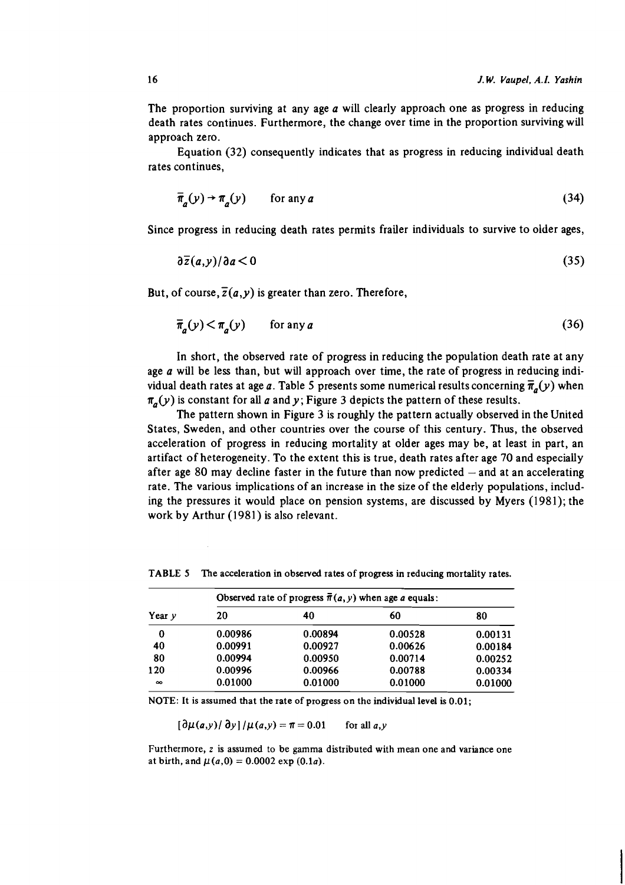The proportion surviving at any age $a$ will clearly approach one as progress in reducing death rates continues. Furthermore, the change over time in the proportion surviving will approach zero.

Equation (32) consequently indicates that as progress in reducing individual death rates continues,

$$\bar{\pi}_a(y) \rightarrow \pi_a(y) \qquad \text{for any } a \tag{34}$$

Since progress in reducing death rates permits frailer individuals to survive to older ages,

$$\partial \bar{z}(a,y)/\partial a < 0 \tag{35}$$

But, of course, $\bar{z}(a,y)$ is greater than zero. Therefore,

$$\bar{\pi}_a(y) < \pi_a(y) \qquad \text{for any } a \tag{36}$$

In short, the observed rate of progress in reducing the population death rate at any age $a$ will be less than, but will approach over time, the rate of progress in reducing individual death rates at age $a$. Table 5 presents some numerical results concerning $\bar{\pi}_a(y)$ when $\pi_a(y)$ is constant for all $a$ and $y$; Figure 3 depicts the pattern of these results.

The pattern shown in Figure 3 is roughly the pattern actually observed in the United States, Sweden, and other countries over the course of this century. Thus, the observed acceleration of progress in reducing mortality at older ages may be, at least in part, an artifact of heterogeneity. To the extent this is true, death rates after age 70 and especially after age 80 may decline faster in the future than now predicted – and at an accelerating rate. The various implications of an increase in the size of the elderly populations, including the pressures it would place on pension systems, are discussed by Myers (1981); the work by Arthur (1981) is also relevant.

TABLE 5 The acceleration in observed rates of progress in reducing mortality rates.

| | Observed rate of progress $\bar{\pi}(a,y)$ when age $a$ equals: | | | |
|---|---|---|---|---|
| Year $y$ | 20 | 40 | 60 | 80 |
| 0 | 0.00986 | 0.00894 | 0.00528 | 0.00131 |
| 40 | 0.00991 | 0.00927 | 0.00626 | 0.00184 |
| 80 | 0.00994 | 0.00950 | 0.00714 | 0.00252 |
| 120 | 0.00996 | 0.00966 | 0.00788 | 0.00334 |
| $\infty$ | 0.01000 | 0.01000 | 0.01000 | 0.01000 |

NOTE: It is assumed that the rate of progress on the individual level is 0.01;

$$[\partial \mu(a,y)/\partial y]/\mu(a,y) = \pi = 0.01 \qquad \text{for all } a,y$$

Furthermore, $z$ is assumed to be gamma distributed with mean one and variance one at birth, and $\mu(a,0) = 0.0002 \exp(0.1a)$.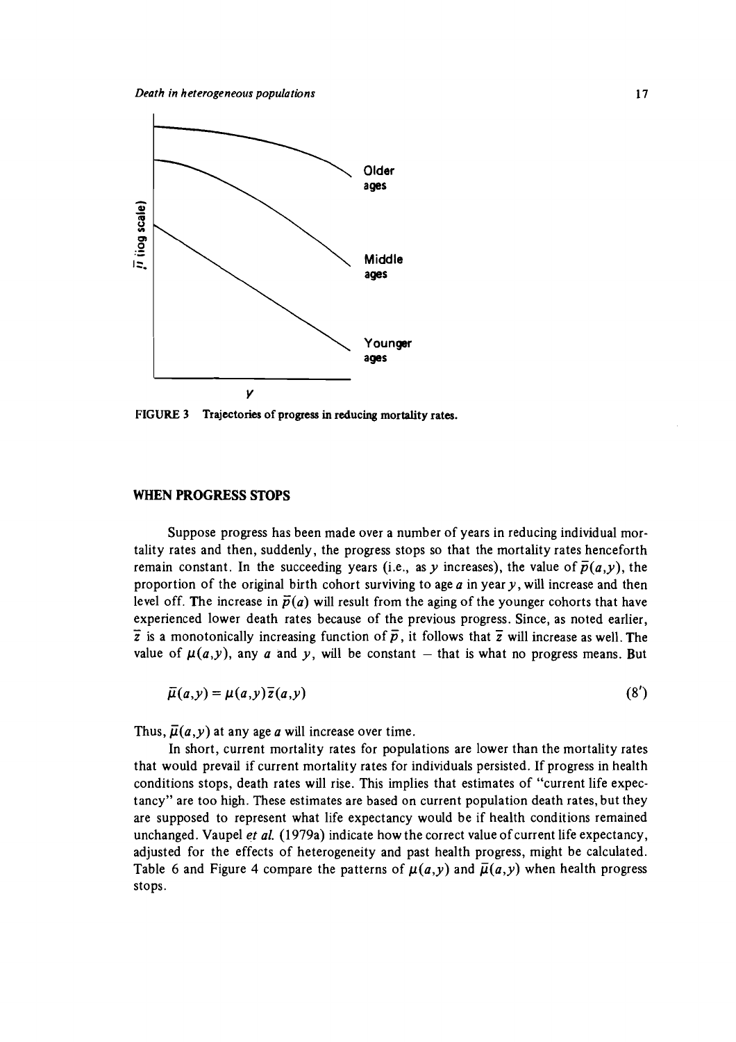FIGURE 3 Trajectories of progress in reducing mortality rates.

## WHEN PROGRESS STOPS

Suppose progress has been made over a number of years in reducing individual mortality rates and then, suddenly, the progress stops so that the mortality rates henceforth remain constant. In the succeeding years (i.e., as $y$ increases), the value of $\bar{p}(a,y)$, the proportion of the original birth cohort surviving to age $a$ in year $y$, will increase and then level off. The increase in $\bar{p}(a)$ will result from the aging of the younger cohorts that have experienced lower death rates because of the previous progress. Since, as noted earlier, $\bar{z}$ is a monotonically increasing function of $\bar{p}$, it follows that $\bar{z}$ will increase as well. The value of $\mu(a,y)$, any $a$ and $y$, will be constant – that is what no progress means. But

$$\bar{\mu}(a,y) = \mu(a,y)\bar{z}(a,y) \tag{8'}$$

Thus, $\bar{\mu}(a,y)$ at any age $a$ will increase over time.

In short, current mortality rates for populations are lower than the mortality rates that would prevail if current mortality rates for individuals persisted. If progress in health conditions stops, death rates will rise. This implies that estimates of "current life expectancy" are too high. These estimates are based on current population death rates, but they are supposed to represent what life expectancy would be if health conditions remained unchanged. Vaupel *et al.* (1979a) indicate how the correct value of current life expectancy, adjusted for the effects of heterogeneity and past health progress, might be calculated. Table 6 and Figure 4 compare the patterns of $\mu(a,y)$ and $\bar{\mu}(a,y)$ when health progress stops.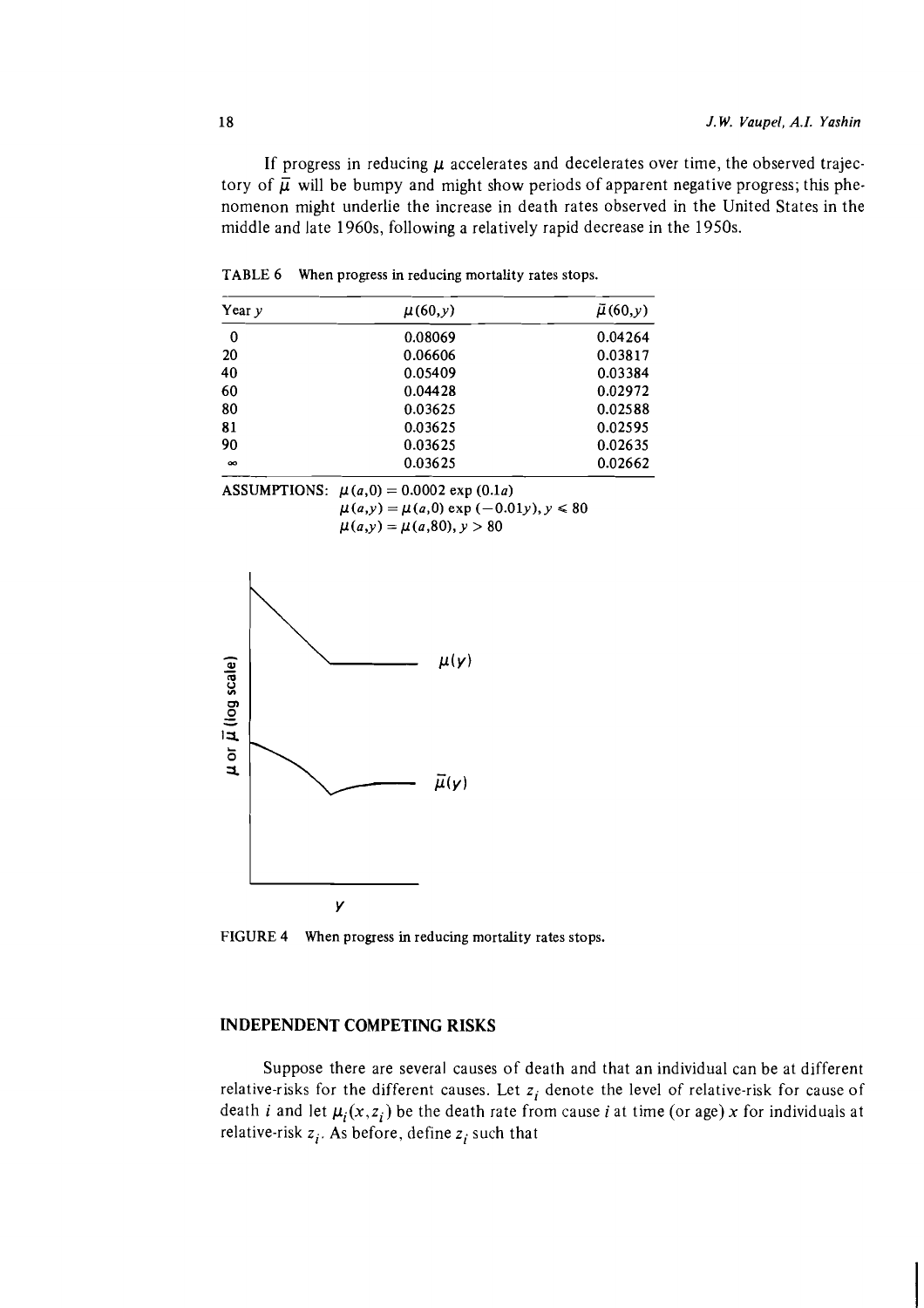If progress in reducing $\mu$ accelerates and decelerates over time, the observed trajectory of $\bar{\mu}$ will be bumpy and might show periods of apparent negative progress; this phenomenon might underlie the increase in death rates observed in the United States in the middle and late 1960s, following a relatively rapid decrease in the 1950s.

TABLE 6 When progress in reducing mortality rates stops.

| Year $y$ | $\mu(60,y)$ | $\bar{\mu}(60,y)$ |
|---|---|---|
| 0 | 0.08069 | 0.04264 |
| 20 | 0.06606 | 0.03817 |
| 40 | 0.05409 | 0.03384 |
| 60 | 0.04428 | 0.02972 |
| 80 | 0.03625 | 0.02588 |
| 81 | 0.03625 | 0.02595 |
| 90 | 0.03625 | 0.02635 |
| $\infty$ | 0.03625 | 0.02662 |

ASSUMPTIONS: $\mu(a,0) = 0.0002 \exp(0.1a)$
$\mu(a,y) = \mu(a,0) \exp(-0.01y), y \leqslant 80$
$\mu(a,y) = \mu(a,80), y > 80$

FIGURE 4 When progress in reducing mortality rates stops.

## INDEPENDENT COMPETING RISKS

Suppose there are several causes of death and that an individual can be at different relative-risks for the different causes. Let $z_i$ denote the level of relative-risk for cause of death $i$ and let $\mu_i(x,z_i)$ be the death rate from cause $i$ at time (or age) $x$ for individuals at relative-risk $z_i$. As before, define $z_i$ such that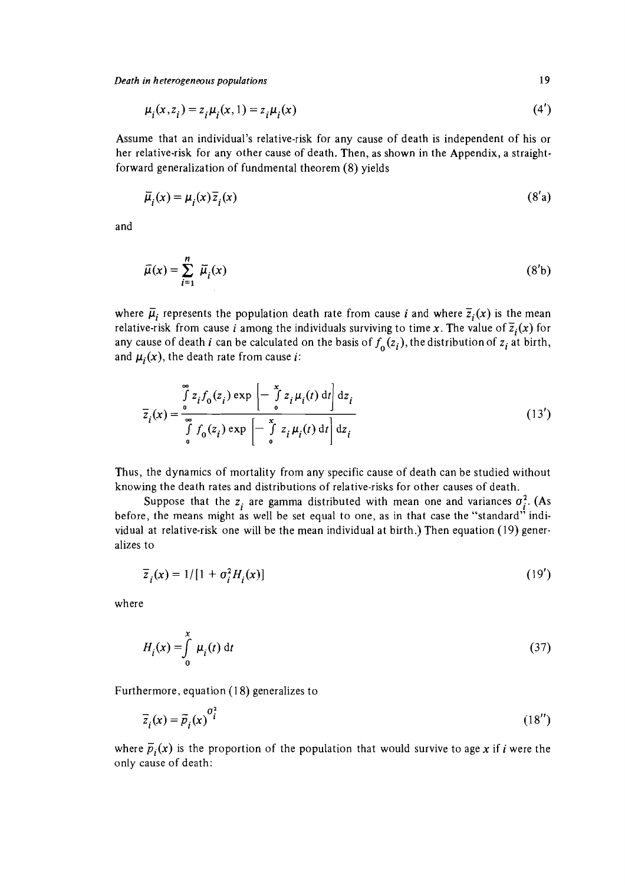$$\mu_i(x, z_i) = z_i \mu_i(x, 1) = z_i \mu_i(x) \tag{4'}$$

Assume that an individual's relative-risk for any cause of death is independent of his or her relative-risk for any other cause of death. Then, as shown in the Appendix, a straightforward generalization of fundmental theorem (8) yields

$$\bar{\mu}_i(x) = \mu_i(x)\bar{z}_i(x) \tag{8'a}$$

and

$$\bar{\mu}(x) = \sum_{i=1}^{n} \bar{\mu}_i(x) \tag{8'b}$$

where $\bar{\mu}_i$ represents the population death rate from cause $i$ and where $\bar{z}_i(x)$ is the mean relative-risk from cause $i$ among the individuals surviving to time $x$. The value of $\bar{z}_i(x)$ for any cause of death $i$ can be calculated on the basis of $f_0(z_i)$, the distribution of $z_i$ at birth, and $\mu_i(x)$, the death rate from cause $i$:

$$\bar{z}_i(x) = \frac{\int_0^\infty z_i f_0(z_i) \exp\left[-\int_0^x z_i \mu_i(t)\, \mathrm{d}t\right] \mathrm{d}z_i}{\int_0^\infty f_0(z_i) \exp\left[-\int_0^x z_i \mu_i(t)\, \mathrm{d}t\right] \mathrm{d}z_i} \tag{13'}$$

Thus, the dynamics of mortality from any specific cause of death can be studied without knowing the death rates and distributions of relative-risks for other causes of death.

Suppose that the $z_i$ are gamma distributed with mean one and variances $\sigma_i^2$. (As before, the means might as well be set equal to one, as in that case the "standard" individual at relative-risk one will be the mean individual at birth.) Then equation (19) generalizes to

$$\bar{z}_i(x) = 1/[1 + \sigma_i^2 H_i(x)] \tag{19'}$$

where

$$H_i(x) = \int_0^x \mu_i(t)\, \mathrm{d}t \tag{37}$$

Furthermore, equation (18) generalizes to

$$\bar{z}_i(x) = \bar{p}_i(x)^{\sigma_i^2} \tag{18''}$$

where $\bar{p}_i(x)$ is the proportion of the population that would survive to age $x$ if $i$ were the only cause of death: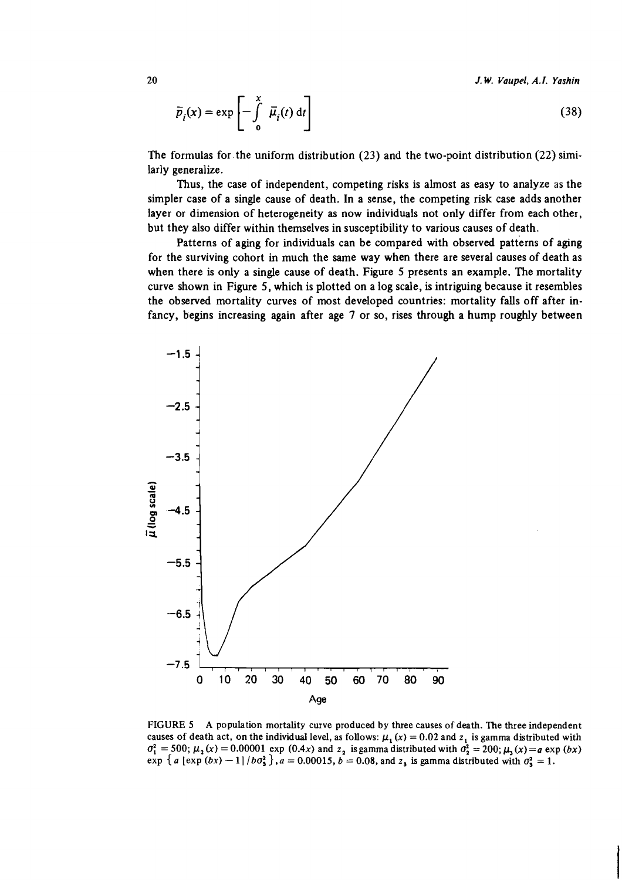$$\bar{p}_i(x) = \exp\left[-\int_0^x \bar{\mu}_i(t)\,\mathrm{d}t\right] \tag{38}$$

The formulas for the uniform distribution (23) and the two-point distribution (22) similarly generalize.

Thus, the case of independent, competing risks is almost as easy to analyze as the simpler case of a single cause of death. In a sense, the competing risk case adds another layer or dimension of heterogeneity as now individuals not only differ from each other, but they also differ within themselves in susceptibility to various causes of death.

Patterns of aging for individuals can be compared with observed patterns of aging for the surviving cohort in much the same way when there are several causes of death as when there is only a single cause of death. Figure 5 presents an example. The mortality curve shown in Figure 5, which is plotted on a log scale, is intriguing because it resembles the observed mortality curves of most developed countries: mortality falls off after infancy, begins increasing again after age 7 or so, rises through a hump roughly between

FIGURE 5 A population mortality curve produced by three causes of death. The three independent causes of death act, on the individual level, as follows: $\mu_1(x) = 0.02$ and $z_1$ is gamma distributed with $\sigma_1^2 = 500$; $\mu_2(x) = 0.00001 \exp(0.4x)$ and $z_2$ is gamma distributed with $\sigma_2^2 = 200$; $\mu_3(x) = a \exp(bx) \exp\{a[\exp(bx) - 1]/b\sigma_3^2\}$, $a = 0.00015$, $b = 0.08$, and $z_3$ is gamma distributed with $\sigma_3^2 = 1$.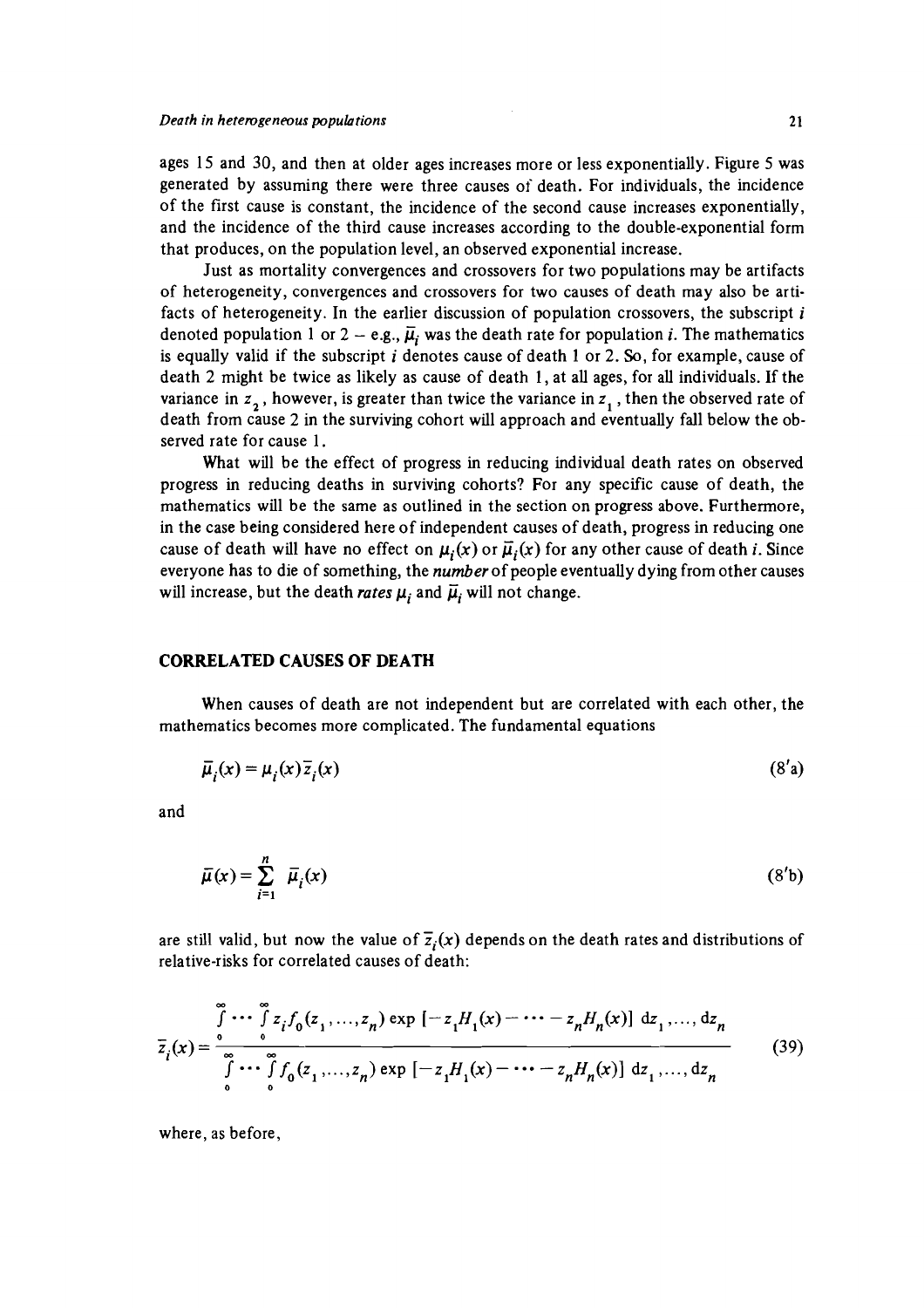ages 15 and 30, and then at older ages increases more or less exponentially. Figure 5 was generated by assuming there were three causes of death. For individuals, the incidence of the first cause is constant, the incidence of the second cause increases exponentially, and the incidence of the third cause increases according to the double-exponential form that produces, on the population level, an observed exponential increase.

Just as mortality convergences and crossovers for two populations may be artifacts of heterogeneity, convergences and crossovers for two causes of death may also be artifacts of heterogeneity. In the earlier discussion of population crossovers, the subscript $i$ denoted population 1 or 2 – e.g., $\bar{\mu}_i$ was the death rate for population $i$. The mathematics is equally valid if the subscript $i$ denotes cause of death 1 or 2. So, for example, cause of death 2 might be twice as likely as cause of death 1, at all ages, for all individuals. If the variance in $z_2$, however, is greater than twice the variance in $z_1$, then the observed rate of death from cause 2 in the surviving cohort will approach and eventually fall below the observed rate for cause 1.

What will be the effect of progress in reducing individual death rates on observed progress in reducing deaths in surviving cohorts? For any specific cause of death, the mathematics will be the same as outlined in the section on progress above. Furthermore, in the case being considered here of independent causes of death, progress in reducing one cause of death will have no effect on $\mu_i(x)$ or $\bar{\mu}_i(x)$ for any other cause of death $i$. Since everyone has to die of something, the *number* of people eventually dying from other causes will increase, but the death *rates* $\mu_i$ and $\bar{\mu}_i$ will not change.

## CORRELATED CAUSES OF DEATH

When causes of death are not independent but are correlated with each other, the mathematics becomes more complicated. The fundamental equations

$$\bar{\mu}_i(x) = \mu_i(x)\bar{z}_i(x) \tag{8'a}$$

and

$$\bar{\mu}(x) = \sum_{i=1}^{n} \bar{\mu}_i(x) \tag{8'b}$$

are still valid, but now the value of $\bar{z}_i(x)$ depends on the death rates and distributions of relative-risks for correlated causes of death:

$$\bar{z}_i(x) = \frac{\int_0^\infty \cdots \int_0^\infty z_i f_0(z_1, \ldots, z_n) \exp\left[-z_1 H_1(x) - \cdots - z_n H_n(x)\right] \, dz_1, \ldots, dz_n}{\int_0^\infty \cdots \int_0^\infty f_0(z_1, \ldots, z_n) \exp\left[-z_1 H_1(x) - \cdots - z_n H_n(x)\right] \, dz_1, \ldots, dz_n} \tag{39}$$

where, as before,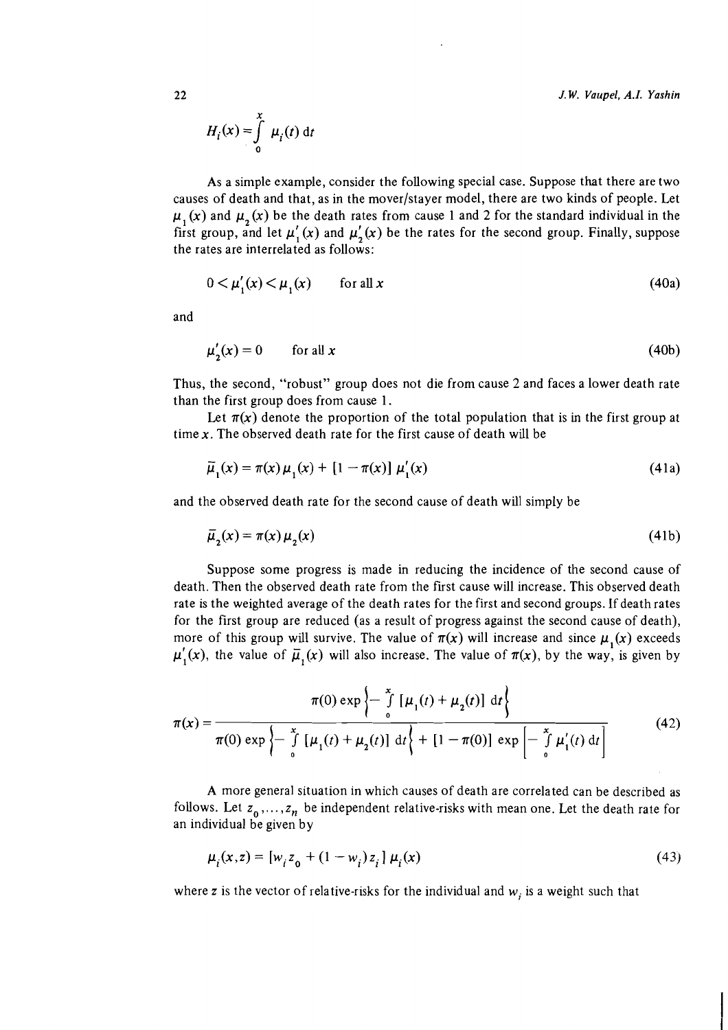$$H_i(x) = \int_0^x \mu_i(t)\,\mathrm{d}t$$

As a simple example, consider the following special case. Suppose that there are two causes of death and that, as in the mover/stayer model, there are two kinds of people. Let $\mu_1(x)$ and $\mu_2(x)$ be the death rates from cause 1 and 2 for the standard individual in the first group, and let $\mu_1'(x)$ and $\mu_2'(x)$ be the rates for the second group. Finally, suppose the rates are interrelated as follows:

$$0 < \mu_1'(x) < \mu_1(x) \qquad \text{for all } x \tag{40a}$$

and

$$\mu_2'(x) = 0 \qquad \text{for all } x \tag{40b}$$

Thus, the second, "robust" group does not die from cause 2 and faces a lower death rate than the first group does from cause 1.

Let $\pi(x)$ denote the proportion of the total population that is in the first group at time $x$. The observed death rate for the first cause of death will be

$$\bar{\mu}_1(x) = \pi(x)\,\mu_1(x) + [1 - \pi(x)]\,\mu_1'(x) \tag{41a}$$

and the observed death rate for the second cause of death will simply be

$$\bar{\mu}_2(x) = \pi(x)\,\mu_2(x) \tag{41b}$$

Suppose some progress is made in reducing the incidence of the second cause of death. Then the observed death rate from the first cause will increase. This observed death rate is the weighted average of the death rates for the first and second groups. If death rates for the first group are reduced (as a result of progress against the second cause of death), more of this group will survive. The value of $\pi(x)$ will increase and since $\mu_1(x)$ exceeds $\mu_1'(x)$, the value of $\bar{\mu}_1(x)$ will also increase. The value of $\pi(x)$, by the way, is given by

$$\pi(x) = \frac{\pi(0)\exp\left\{-\int_0^x [\mu_1(t) + \mu_2(t)]\,\mathrm{d}t\right\}}{\pi(0)\exp\left\{-\int_0^x [\mu_1(t) + \mu_2(t)]\,\mathrm{d}t\right\} + [1 - \pi(0)]\exp\left[-\int_0^x \mu_1'(t)\,\mathrm{d}t\right]} \tag{42}$$

A more general situation in which causes of death are correlated can be described as follows. Let $z_0, \ldots, z_n$ be independent relative-risks with mean one. Let the death rate for an individual be given by

$$\mu_i(x,z) = [w_i z_0 + (1 - w_i) z_i]\,\mu_i(x) \tag{43}$$

where $z$ is the vector of relative-risks for the individual and $w_i$ is a weight such that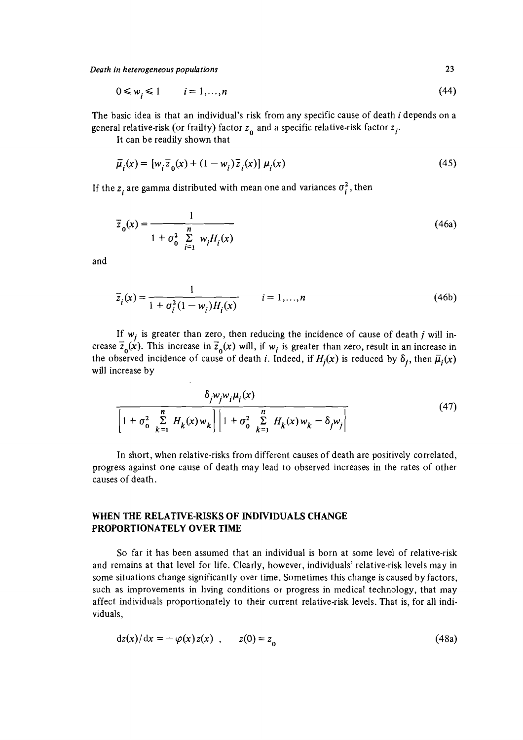$$0 \leqslant w_i \leqslant 1 \qquad i = 1,\ldots,n \tag{44}$$

The basic idea is that an individual's risk from any specific cause of death $i$ depends on a general relative-risk (or frailty) factor $z_0$ and a specific relative-risk factor $z_i$.

It can be readily shown that

$$\bar{\mu}_i(x) = [w_i \bar{z}_0(x) + (1 - w_i)\bar{z}_i(x)]\, \mu_i(x) \tag{45}$$

If the $z_i$ are gamma distributed with mean one and variances $\sigma_i^2$, then

$$\bar{z}_0(x) = \frac{1}{1 + \sigma_0^2 \sum_{i=1}^{n} w_i H_i(x)} \tag{46a}$$

and

$$\bar{z}_i(x) = \frac{1}{1 + \sigma_i^2 (1 - w_i) H_i(x)} \qquad i = 1,\ldots,n \tag{46b}$$

If $w_j$ is greater than zero, then reducing the incidence of cause of death $j$ will increase $\bar{z}_0(x)$. This increase in $\bar{z}_0(x)$ will, if $w_i$ is greater than zero, result in an increase in the observed incidence of cause of death $i$. Indeed, if $H_j(x)$ is reduced by $\delta_j$, then $\bar{\mu}_i(x)$ will increase by

$$\frac{\delta_j w_j w_i \mu_i(x)}{\left[1 + \sigma_0^2 \sum_{k=1}^{n} H_k(x) w_k\right]\left[1 + \sigma_0^2 \sum_{k=1}^{n} H_k(x) w_k - \delta_j w_j\right]} \tag{47}$$

In short, when relative-risks from different causes of death are positively correlated, progress against one cause of death may lead to observed increases in the rates of other causes of death.

## WHEN THE RELATIVE-RISKS OF INDIVIDUALS CHANGE PROPORTIONATELY OVER TIME

So far it has been assumed that an individual is born at some level of relative-risk and remains at that level for life. Clearly, however, individuals' relative-risk levels may in some situations change significantly over time. Sometimes this change is caused by factors, such as improvements in living conditions or progress in medical technology, that may affect individuals proportionately to their current relative-risk levels. That is, for all individuals,

$$\mathrm{d}z(x)/\mathrm{d}x = -\varphi(x) z(x)\ , \qquad z(0) = z_0 \tag{48a}$$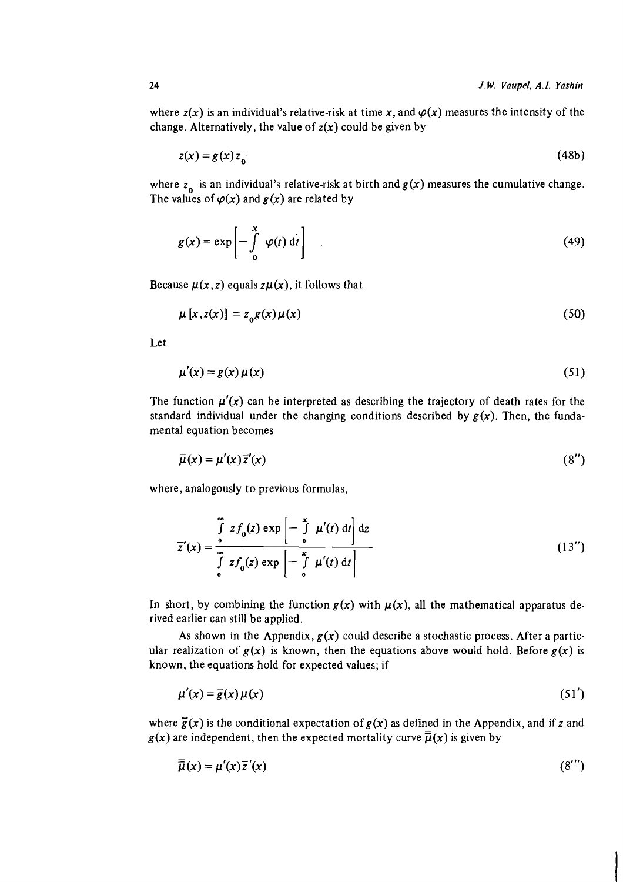where $z(x)$ is an individual's relative-risk at time $x$, and $\varphi(x)$ measures the intensity of the change. Alternatively, the value of $z(x)$ could be given by

$$z(x) = g(x) z_0 \tag{48b}$$

where $z_0$ is an individual's relative-risk at birth and $g(x)$ measures the cumulative change. The values of $\varphi(x)$ and $g(x)$ are related by

$$g(x) = \exp\left[-\int_0^x \varphi(t)\,\mathrm{d}t\right] \tag{49}$$

Because $\mu(x,z)$ equals $z\mu(x)$, it follows that

$$\mu\,[x, z(x)] = z_0 g(x) \mu(x) \tag{50}$$

Let

$$\mu'(x) = g(x)\,\mu(x) \tag{51}$$

The function $\mu'(x)$ can be interpreted as describing the trajectory of death rates for the standard individual under the changing conditions described by $g(x)$. Then, the fundamental equation becomes

$$\bar{\mu}(x) = \mu'(x)\bar{z}'(x) \tag{8''}$$

where, analogously to previous formulas,

$$\bar{z}'(x) = \frac{\int_0^\infty z f_0(z) \exp\left[-\int_0^x \mu'(t)\,\mathrm{d}t\right] \mathrm{d}z}{\int_0^\infty z f_0(z) \exp\left[-\int_0^x \mu'(t)\,\mathrm{d}t\right]} \tag{13''}$$

In short, by combining the function $g(x)$ with $\mu(x)$, all the mathematical apparatus derived earlier can still be applied.

As shown in the Appendix, $g(x)$ could describe a stochastic process. After a particular realization of $g(x)$ is known, then the equations above would hold. Before $g(x)$ is known, the equations hold for expected values; if

$$\mu'(x) = \bar{g}(x)\,\mu(x) \tag{51'}$$

where $\bar{g}(x)$ is the conditional expectation of $g(x)$ as defined in the Appendix, and if $z$ and $g(x)$ are independent, then the expected mortality curve $\bar{\bar{\mu}}(x)$ is given by

$$\bar{\bar{\mu}}(x) = \mu'(x)\bar{z}'(x) \tag{8'''}$$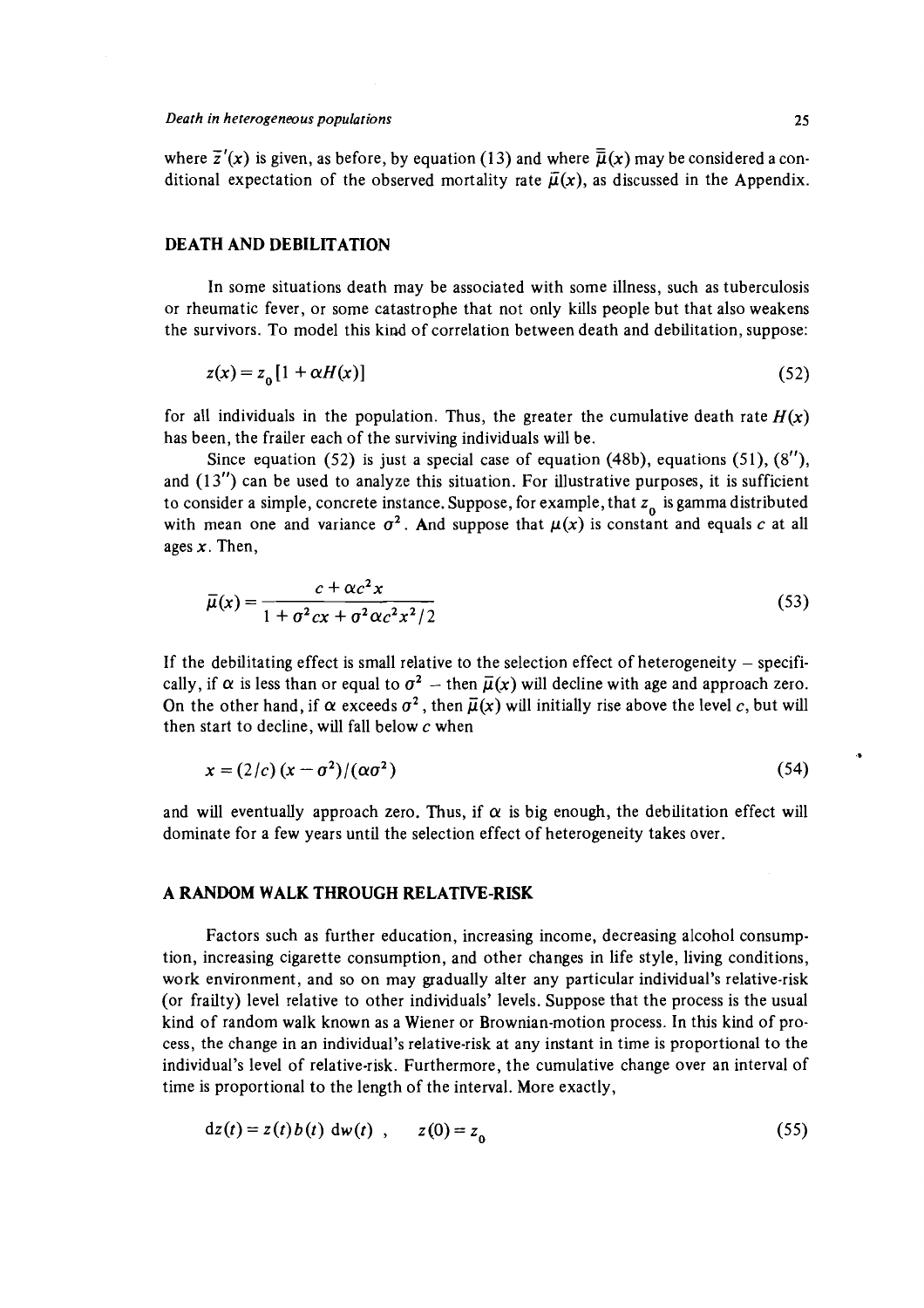where $\bar{z}'(x)$ is given, as before, by equation (13) and where $\bar{\bar{\mu}}(x)$ may be considered a conditional expectation of the observed mortality rate $\bar{\mu}(x)$, as discussed in the Appendix.

## DEATH AND DEBILITATION

In some situations death may be associated with some illness, such as tuberculosis or rheumatic fever, or some catastrophe that not only kills people but that also weakens the survivors. To model this kind of correlation between death and debilitation, suppose:

$$z(x) = z_0 [1 + \alpha H(x)] \tag{52}$$

for all individuals in the population. Thus, the greater the cumulative death rate $H(x)$ has been, the frailer each of the surviving individuals will be.

Since equation (52) is just a special case of equation (48b), equations (51), (8''), and (13'') can be used to analyze this situation. For illustrative purposes, it is sufficient to consider a simple, concrete instance. Suppose, for example, that $z_0$ is gamma distributed with mean one and variance $\sigma^2$. And suppose that $\mu(x)$ is constant and equals $c$ at all ages $x$. Then,

$$\bar{\mu}(x) = \frac{c + \alpha c^2 x}{1 + \sigma^2 cx + \sigma^2 \alpha c^2 x^2 / 2} \tag{53}$$

If the debilitating effect is small relative to the selection effect of heterogeneity – specifically, if $\alpha$ is less than or equal to $\sigma^2$ – then $\bar{\mu}(x)$ will decline with age and approach zero. On the other hand, if $\alpha$ exceeds $\sigma^2$, then $\bar{\mu}(x)$ will initially rise above the level $c$, but will then start to decline, will fall below $c$ when

$$x = (2/c)(x - \sigma^2)/(\alpha\sigma^2) \tag{54}$$

and will eventually approach zero. Thus, if $\alpha$ is big enough, the debilitation effect will dominate for a few years until the selection effect of heterogeneity takes over.

## A RANDOM WALK THROUGH RELATIVE-RISK

Factors such as further education, increasing income, decreasing alcohol consumption, increasing cigarette consumption, and other changes in life style, living conditions, work environment, and so on may gradually alter any particular individual's relative-risk (or frailty) level relative to other individuals' levels. Suppose that the process is the usual kind of random walk known as a Wiener or Brownian-motion process. In this kind of process, the change in an individual's relative-risk at any instant in time is proportional to the individual's level of relative-risk. Furthermore, the cumulative change over an interval of time is proportional to the length of the interval. More exactly,

$$dz(t) = z(t) b(t) \; dw(t) \; , \qquad z(0) = z_0 \tag{55}$$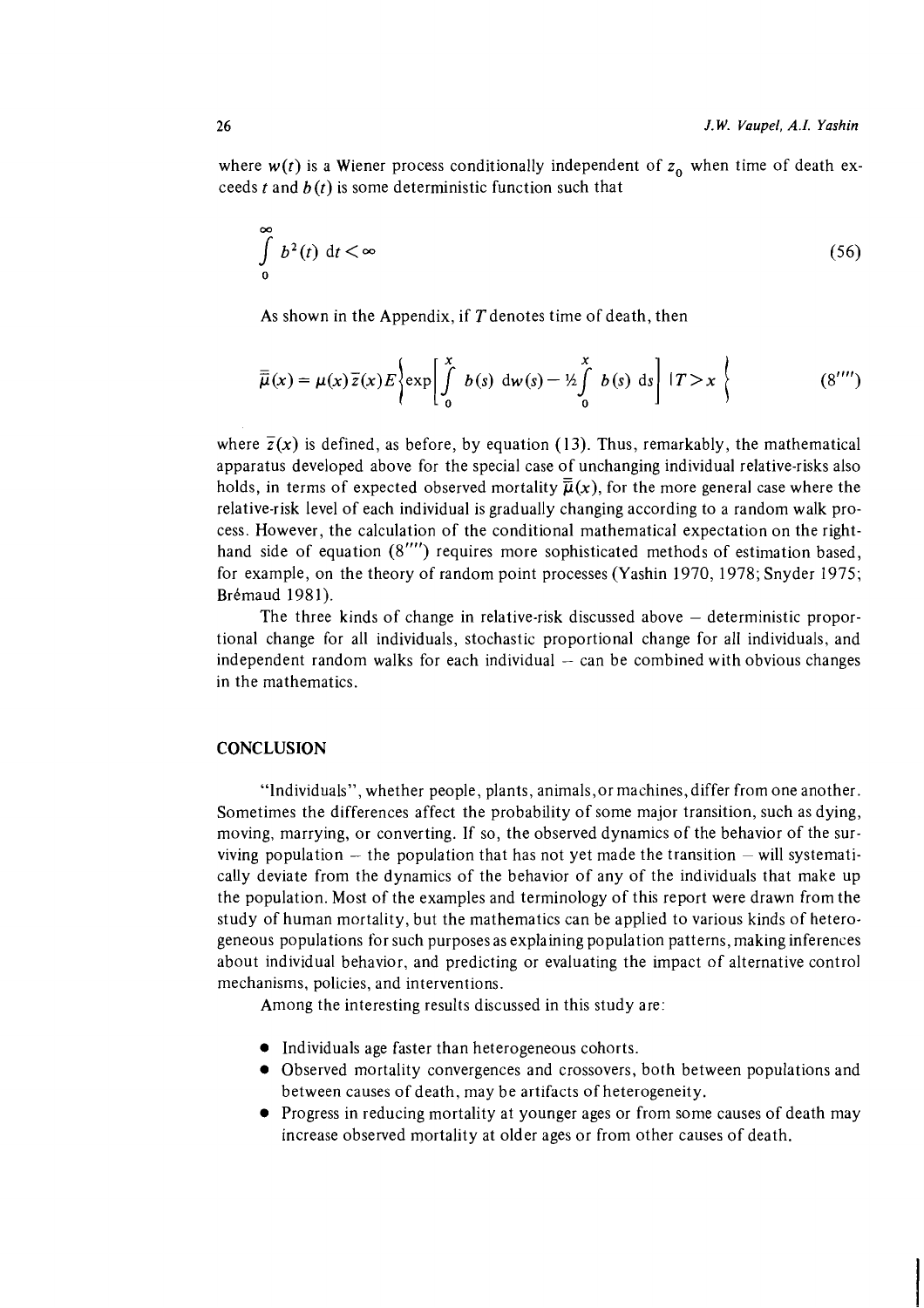where $w(t)$ is a Wiener process conditionally independent of $z_0$ when time of death exceeds $t$ and $b(t)$ is some deterministic function such that

$$\int_0^{\infty} b^2(t) \, \mathrm{d}t < \infty \tag{56}$$

As shown in the Appendix, if $T$ denotes time of death, then

$$\bar{\bar{\mu}}(x) = \mu(x) \bar{z}(x) E \left\{ \exp \left[ \int_0^x b(s) \, \mathrm{d}w(s) - \tfrac{1}{2} \int_0^x b(s) \, \mathrm{d}s \right] \mid T > x \right\} \tag{8''''}$$

where $\bar{z}(x)$ is defined, as before, by equation (13). Thus, remarkably, the mathematical apparatus developed above for the special case of unchanging individual relative-risks also holds, in terms of expected observed mortality $\bar{\bar{\mu}}(x)$, for the more general case where the relative-risk level of each individual is gradually changing according to a random walk process. However, the calculation of the conditional mathematical expectation on the right-hand side of equation (8'''') requires more sophisticated methods of estimation based, for example, on the theory of random point processes (Yashin 1970, 1978; Snyder 1975; Brémaud 1981).

The three kinds of change in relative-risk discussed above – deterministic proportional change for all individuals, stochastic proportional change for all individuals, and independent random walks for each individual – can be combined with obvious changes in the mathematics.

## CONCLUSION

"Individuals", whether people, plants, animals, or machines, differ from one another. Sometimes the differences affect the probability of some major transition, such as dying, moving, marrying, or converting. If so, the observed dynamics of the behavior of the surviving population – the population that has not yet made the transition – will systematically deviate from the dynamics of the behavior of any of the individuals that make up the population. Most of the examples and terminology of this report were drawn from the study of human mortality, but the mathematics can be applied to various kinds of heterogeneous populations for such purposes as explaining population patterns, making inferences about individual behavior, and predicting or evaluating the impact of alternative control mechanisms, policies, and interventions.

Among the interesting results discussed in this study are:

- Individuals age faster than heterogeneous cohorts.
- Observed mortality convergences and crossovers, both between populations and between causes of death, may be artifacts of heterogeneity.
- Progress in reducing mortality at younger ages or from some causes of death may increase observed mortality at older ages or from other causes of death.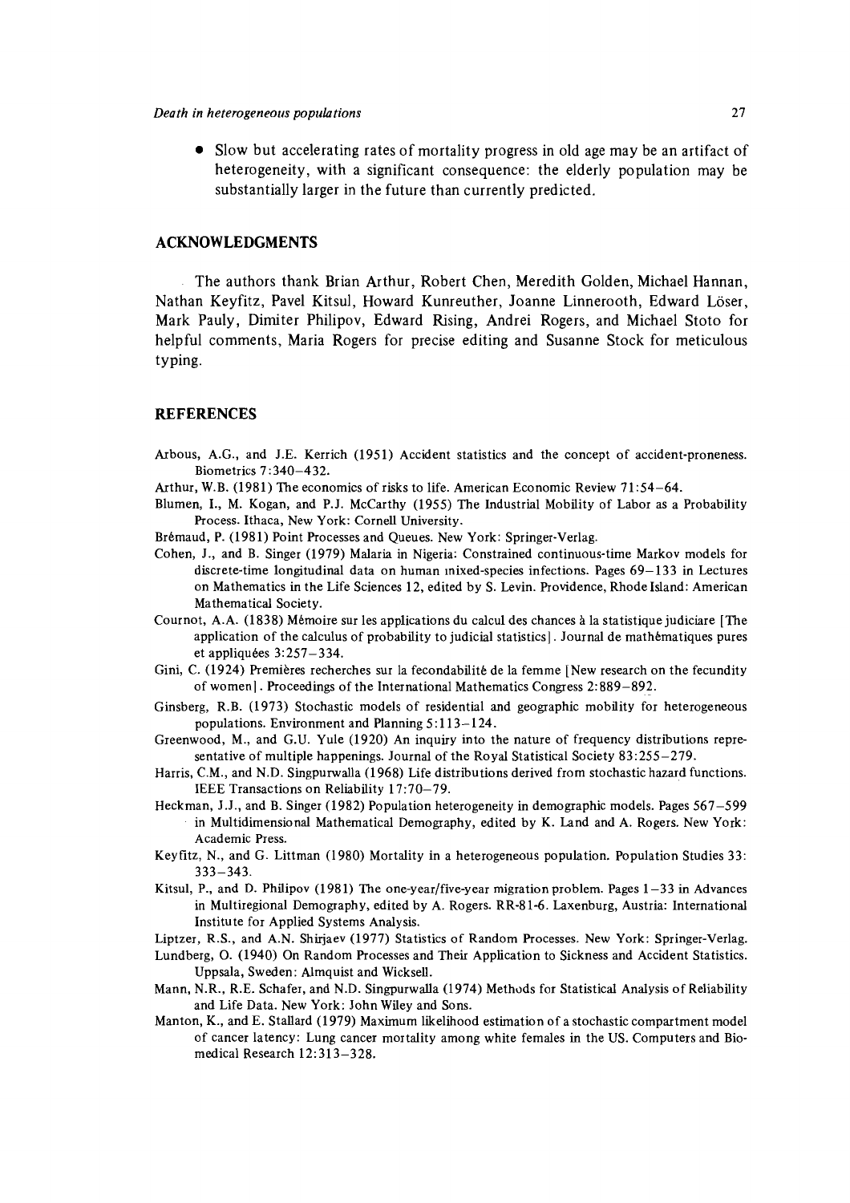- Slow but accelerating rates of mortality progress in old age may be an artifact of heterogeneity, with a significant consequence: the elderly population may be substantially larger in the future than currently predicted.

## ACKNOWLEDGMENTS

The authors thank Brian Arthur, Robert Chen, Meredith Golden, Michael Hannan, Nathan Keyfitz, Pavel Kitsul, Howard Kunreuther, Joanne Linnerooth, Edward Löser, Mark Pauly, Dimiter Philipov, Edward Rising, Andrei Rogers, and Michael Stoto for helpful comments, Maria Rogers for precise editing and Susanne Stock for meticulous typing.

## REFERENCES

Arbous, A.G., and J.E. Kerrich (1951) Accident statistics and the concept of accident-proneness. Biometrics 7:340–432.

Arthur, W.B. (1981) The economics of risks to life. American Economic Review 71:54–64.

Blumen, I., M. Kogan, and P.J. McCarthy (1955) The Industrial Mobility of Labor as a Probability Process. Ithaca, New York: Cornell University.

Brémaud, P. (1981) Point Processes and Queues. New York: Springer-Verlag.

Cohen, J., and B. Singer (1979) Malaria in Nigeria: Constrained continuous-time Markov models for discrete-time longitudinal data on human mixed-species infections. Pages 69–133 in Lectures on Mathematics in the Life Sciences 12, edited by S. Levin. Providence, Rhode Island: American Mathematical Society.

Cournot, A.A. (1838) Mémoire sur les applications du calcul des chances à la statistique judiciare [The application of the calculus of probability to judicial statistics]. Journal de mathématiques pures et appliquées 3:257–334.

Gini, C. (1924) Premières recherches sur la fecondabilité de la femme [New research on the fecundity of women]. Proceedings of the International Mathematics Congress 2:889–892.

Ginsberg, R.B. (1973) Stochastic models of residential and geographic mobility for heterogeneous populations. Environment and Planning 5:113–124.

Greenwood, M., and G.U. Yule (1920) An inquiry into the nature of frequency distributions representative of multiple happenings. Journal of the Royal Statistical Society 83:255–279.

Harris, C.M., and N.D. Singpurwalla (1968) Life distributions derived from stochastic hazard functions. IEEE Transactions on Reliability 17:70–79.

Heckman, J.J., and B. Singer (1982) Population heterogeneity in demographic models. Pages 567–599 in Multidimensional Mathematical Demography, edited by K. Land and A. Rogers. New York: Academic Press.

Keyfitz, N., and G. Littman (1980) Mortality in a heterogeneous population. Population Studies 33: 333–343.

Kitsul, P., and D. Philipov (1981) The one-year/five-year migration problem. Pages 1–33 in Advances in Multiregional Demography, edited by A. Rogers. RR-81-6. Laxenburg, Austria: International Institute for Applied Systems Analysis.

Liptzer, R.S., and A.N. Shirjaev (1977) Statistics of Random Processes. New York: Springer-Verlag.

Lundberg, O. (1940) On Random Processes and Their Application to Sickness and Accident Statistics. Uppsala, Sweden: Almquist and Wicksell.

Mann, N.R., R.E. Schafer, and N.D. Singpurwalla (1974) Methods for Statistical Analysis of Reliability and Life Data. New York: John Wiley and Sons.

Manton, K., and E. Stallard (1979) Maximum likelihood estimation of a stochastic compartment model of cancer latency: Lung cancer mortality among white females in the US. Computers and Biomedical Research 12:313–328.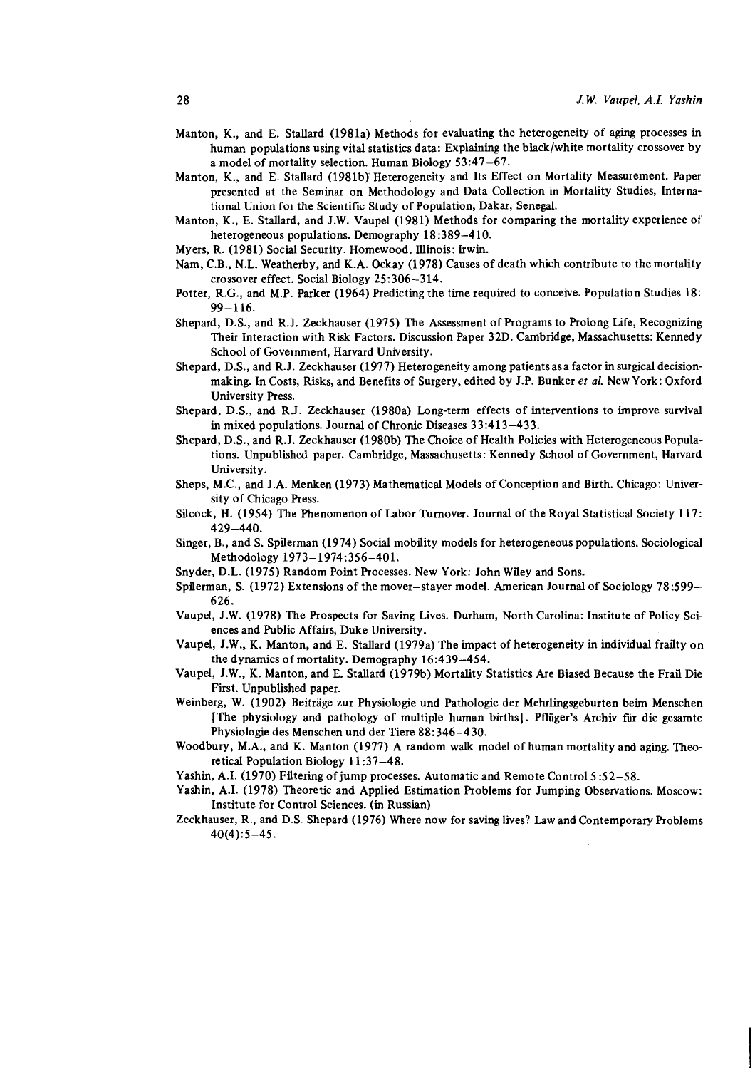Manton, K., and E. Stallard (1981a) Methods for evaluating the heterogeneity of aging processes in human populations using vital statistics data: Explaining the black/white mortality crossover by a model of mortality selection. Human Biology 53:47–67.

Manton, K., and E. Stallard (1981b) Heterogeneity and Its Effect on Mortality Measurement. Paper presented at the Seminar on Methodology and Data Collection in Mortality Studies, International Union for the Scientific Study of Population, Dakar, Senegal.

Manton, K., E. Stallard, and J.W. Vaupel (1981) Methods for comparing the mortality experience of heterogeneous populations. Demography 18:389–410.

Myers, R. (1981) Social Security. Homewood, Illinois: Irwin.

Nam, C.B., N.L. Weatherby, and K.A. Ockay (1978) Causes of death which contribute to the mortality crossover effect. Social Biology 25:306–314.

Potter, R.G., and M.P. Parker (1964) Predicting the time required to conceive. Population Studies 18: 99–116.

Shepard, D.S., and R.J. Zeckhauser (1975) The Assessment of Programs to Prolong Life, Recognizing Their Interaction with Risk Factors. Discussion Paper 32D. Cambridge, Massachusetts: Kennedy School of Government, Harvard University.

Shepard, D.S., and R.J. Zeckhauser (1977) Heterogeneity among patients as a factor in surgical decision-making. In Costs, Risks, and Benefits of Surgery, edited by J.P. Bunker *et al.* New York: Oxford University Press.

Shepard, D.S., and R.J. Zeckhauser (1980a) Long-term effects of interventions to improve survival in mixed populations. Journal of Chronic Diseases 33:413–433.

Shepard, D.S., and R.J. Zeckhauser (1980b) The Choice of Health Policies with Heterogeneous Populations. Unpublished paper. Cambridge, Massachusetts: Kennedy School of Government, Harvard University.

Sheps, M.C., and J.A. Menken (1973) Mathematical Models of Conception and Birth. Chicago: University of Chicago Press.

Silcock, H. (1954) The Phenomenon of Labor Turnover. Journal of the Royal Statistical Society 117: 429–440.

Singer, B., and S. Spilerman (1974) Social mobility models for heterogeneous populations. Sociological Methodology 1973–1974:356–401.

Snyder, D.L. (1975) Random Point Processes. New York: John Wiley and Sons.

Spilerman, S. (1972) Extensions of the mover–stayer model. American Journal of Sociology 78:599–626.

Vaupel, J.W. (1978) The Prospects for Saving Lives. Durham, North Carolina: Institute of Policy Sciences and Public Affairs, Duke University.

Vaupel, J.W., K. Manton, and E. Stallard (1979a) The impact of heterogeneity in individual frailty on the dynamics of mortality. Demography 16:439–454.

Vaupel, J.W., K. Manton, and E. Stallard (1979b) Mortality Statistics Are Biased Because the Frail Die First. Unpublished paper.

Weinberg, W. (1902) Beiträge zur Physiologie und Pathologie der Mehrlingsgeburten beim Menschen [The physiology and pathology of multiple human births]. Pflüger's Archiv für die gesamte Physiologie des Menschen und der Tiere 88:346–430.

Woodbury, M.A., and K. Manton (1977) A random walk model of human mortality and aging. Theoretical Population Biology 11:37–48.

Yashin, A.I. (1970) Filtering of jump processes. Automatic and Remote Control 5:52–58.

Yashin, A.I. (1978) Theoretic and Applied Estimation Problems for Jumping Observations. Moscow: Institute for Control Sciences. (in Russian)

Zeckhauser, R., and D.S. Shepard (1976) Where now for saving lives? Law and Contemporary Problems 40(4):5–45.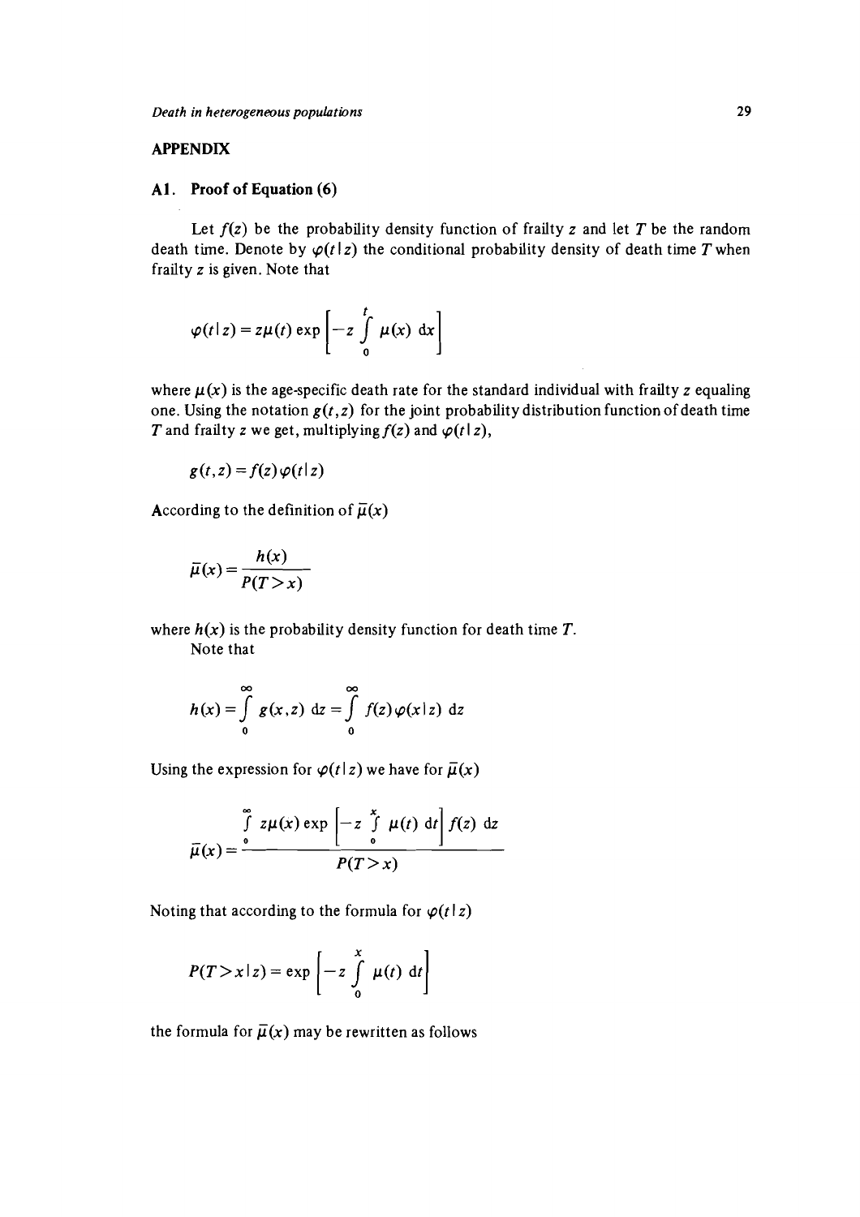## APPENDIX

### A1. Proof of Equation (6)

Let $f(z)$ be the probability density function of frailty $z$ and let $T$ be the random death time. Denote by $\varphi(t \mid z)$ the conditional probability density of death time $T$ when frailty $z$ is given. Note that

$$\varphi(t \mid z) = z\mu(t) \exp\left[-z \int_0^t \mu(x)\, \mathrm{d}x\right]$$

where $\mu(x)$ is the age-specific death rate for the standard individual with frailty $z$ equaling one. Using the notation $g(t,z)$ for the joint probability distribution function of death time $T$ and frailty $z$ we get, multiplying $f(z)$ and $\varphi(t \mid z)$,

$$g(t,z) = f(z)\varphi(t \mid z)$$

According to the definition of $\bar{\mu}(x)$

$$\bar{\mu}(x) = \frac{h(x)}{P(T > x)}$$

where $h(x)$ is the probability density function for death time $T$.

Note that

$$h(x) = \int_0^\infty g(x,z)\, \mathrm{d}z = \int_0^\infty f(z)\varphi(x \mid z)\, \mathrm{d}z$$

Using the expression for $\varphi(t \mid z)$ we have for $\bar{\mu}(x)$

$$\bar{\mu}(x) = \frac{\int_0^\infty z\mu(x) \exp\left[-z \int_0^x \mu(t)\, \mathrm{d}t\right] f(z)\, \mathrm{d}z}{P(T > x)}$$

Noting that according to the formula for $\varphi(t \mid z)$

$$P(T > x \mid z) = \exp\left[-z \int_0^x \mu(t)\, \mathrm{d}t\right]$$

the formula for $\bar{\mu}(x)$ may be rewritten as follows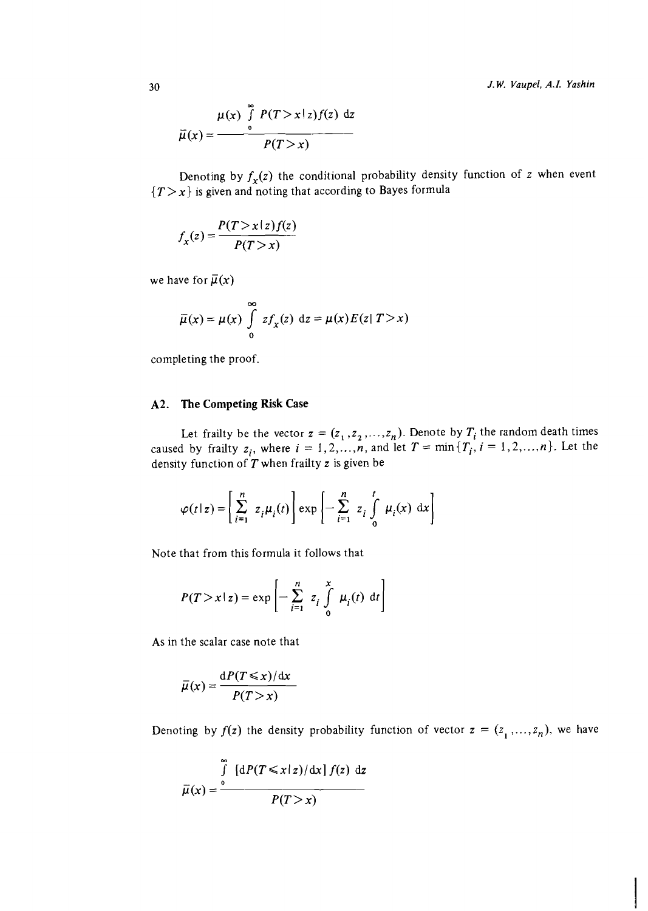$$\bar{\mu}(x) = \frac{\mu(x) \int_0^\infty P(T>x \mid z) f(z) \, dz}{P(T>x)}$$

Denoting by $f_x(z)$ the conditional probability density function of $z$ when event $\{T>x\}$ is given and noting that according to Bayes formula

$$f_x(z) = \frac{P(T>x \mid z) f(z)}{P(T>x)}$$

we have for $\bar{\mu}(x)$

$$\bar{\mu}(x) = \mu(x) \int_0^\infty z f_x(z) \, dz = \mu(x) E(z \mid T>x)$$

completing the proof.

## A2. The Competing Risk Case

Let frailty be the vector $z = (z_1, z_2, \ldots, z_n)$. Denote by $T_i$ the random death times caused by frailty $z_i$, where $i = 1, 2, \ldots, n$, and let $T = \min\{T_i, i = 1, 2, \ldots, n\}$. Let the density function of $T$ when frailty $z$ is given be

$$\varphi(t \mid z) = \left[ \sum_{i=1}^{n} z_i \mu_i(t) \right] \exp\left[ -\sum_{i=1}^{n} z_i \int_0^t \mu_i(x) \, dx \right]$$

Note that from this formula it follows that

$$P(T>x \mid z) = \exp\left[ -\sum_{i=1}^{n} z_i \int_0^x \mu_i(t) \, dt \right]$$

As in the scalar case note that

$$\bar{\mu}(x) = \frac{dP(T \leqslant x)/dx}{P(T>x)}$$

Denoting by $f(z)$ the density probability function of vector $z = (z_1, \ldots, z_n)$, we have

$$\bar{\mu}(x) = \frac{\int_0^\infty [dP(T \leqslant x \mid z)/dx] \, f(z) \, dz}{P(T>x)}$$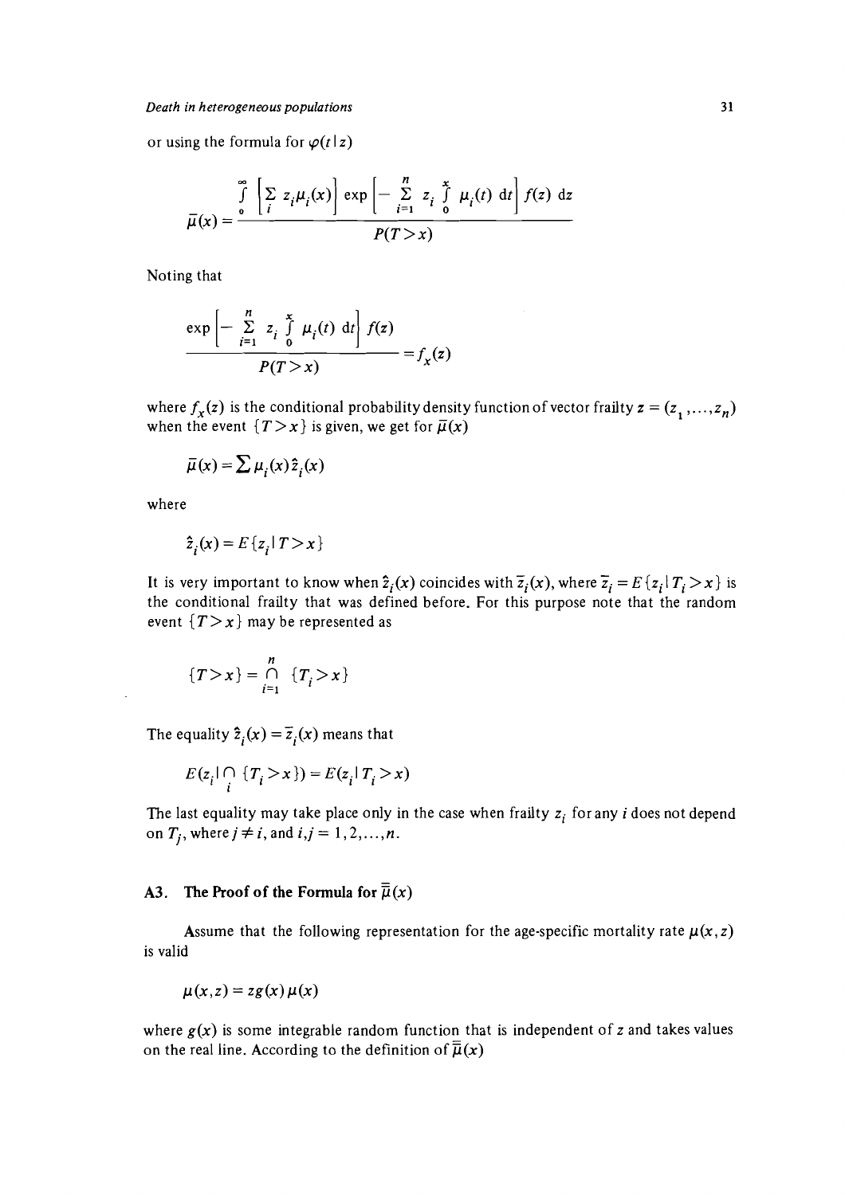or using the formula for $\varphi(t \mid z)$

$$\bar{\mu}(x) = \frac{\int\limits_0^\infty \left[\sum\limits_i z_i \mu_i(x)\right] \exp\left[-\sum\limits_{i=1}^n z_i \int\limits_0^x \mu_i(t)\, \mathrm{d}t\right] f(z)\, \mathrm{d}z}{P(T > x)}$$

Noting that

$$\frac{\exp\left[-\sum\limits_{i=1}^n z_i \int\limits_0^x \mu_i(t)\, \mathrm{d}t\right] f(z)}{P(T > x)} = f_x(z)$$

where $f_x(z)$ is the conditional probability density function of vector frailty $z = (z_1, \ldots, z_n)$ when the event $\{T > x\}$ is given, we get for $\bar{\mu}(x)$

$$\bar{\mu}(x) = \sum \mu_i(x) \hat{z}_i(x)$$

where

$$\hat{z}_i(x) = E\{z_i \mid T > x\}$$

It is very important to know when $\hat{z}_i(x)$ coincides with $\bar{z}_i(x)$, where $\bar{z}_i = E\{z_i \mid T_i > x\}$ is the conditional frailty that was defined before. For this purpose note that the random event $\{T > x\}$ may be represented as

$$\{T > x\} = \bigcap_{i=1}^n \{T_i > x\}$$

The equality $\hat{z}_i(x) = \bar{z}_i(x)$ means that

$$E(z_i \mid \bigcap_i \{T_i > x\}) = E(z_i \mid T_i > x)$$

The last equality may take place only in the case when frailty $z_i$ for any $i$ does not depend on $T_j$, where $j \neq i$, and $i,j = 1, 2, \ldots, n$.

## A3. The Proof of the Formula for $\bar{\bar{\mu}}(x)$

Assume that the following representation for the age-specific mortality rate $\mu(x, z)$ is valid

$$\mu(x, z) = z g(x) \mu(x)$$

where $g(x)$ is some integrable random function that is independent of $z$ and takes values on the real line. According to the definition of $\bar{\bar{\mu}}(x)$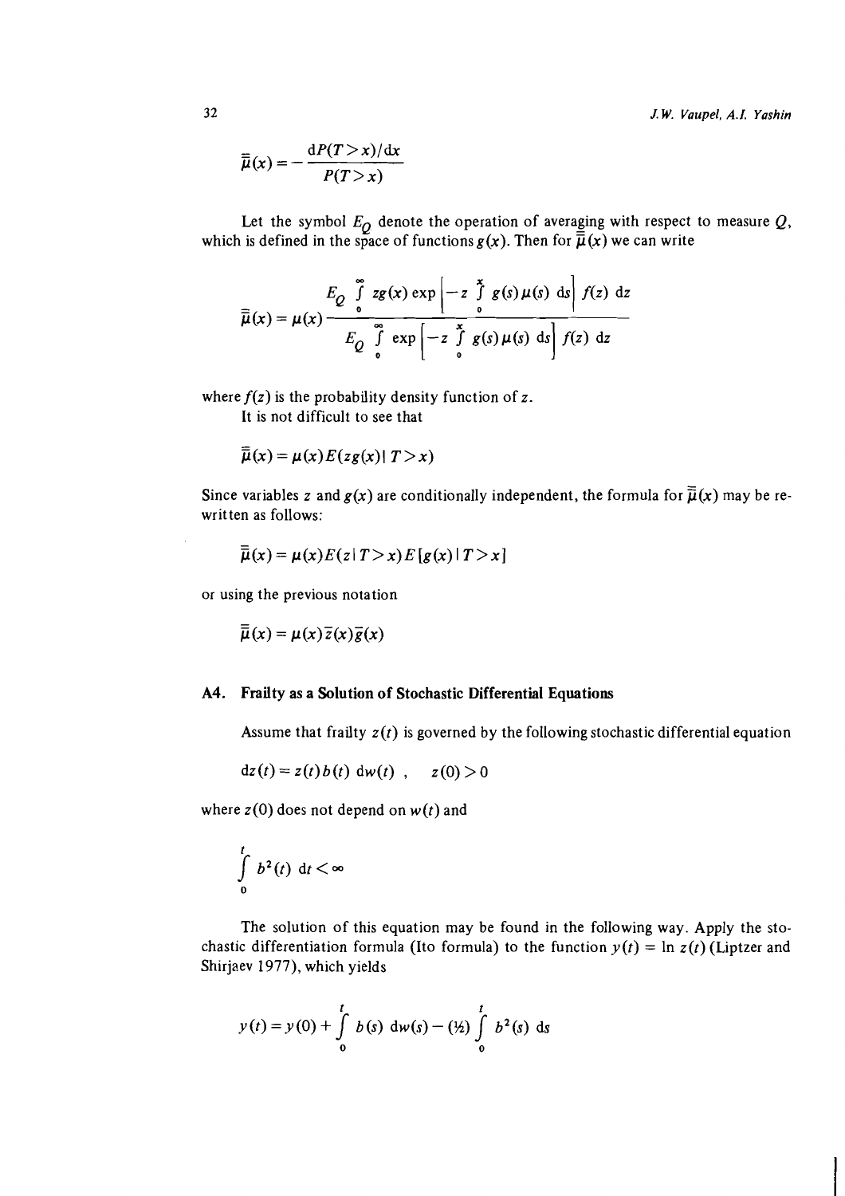$$\bar{\bar{\mu}}(x) = -\frac{\mathrm{d}P(T>x)/\mathrm{d}x}{P(T>x)}$$

Let the symbol $E_Q$ denote the operation of averaging with respect to measure $Q$, which is defined in the space of functions $g(x)$. Then for $\bar{\bar{\mu}}(x)$ we can write

$$\bar{\bar{\mu}}(x) = \mu(x) \frac{E_Q \int\limits_0^\infty zg(x) \exp\left[-z \int\limits_0^x g(s)\mu(s)\, \mathrm{d}s\right] f(z)\, \mathrm{d}z}{E_Q \int\limits_0^\infty \exp\left[-z \int\limits_0^x g(s)\mu(s)\, \mathrm{d}s\right] f(z)\, \mathrm{d}z}$$

where $f(z)$ is the probability density function of $z$.

It is not difficult to see that

$$\bar{\bar{\mu}}(x) = \mu(x) E(zg(x) \mid T>x)$$

Since variables $z$ and $g(x)$ are conditionally independent, the formula for $\bar{\bar{\mu}}(x)$ may be rewritten as follows:

$$\bar{\bar{\mu}}(x) = \mu(x) E(z \mid T>x) E[g(x) \mid T>x]$$

or using the previous notation

$$\bar{\bar{\mu}}(x) = \mu(x)\bar{z}(x)\bar{g}(x)$$

### A4. Frailty as a Solution of Stochastic Differential Equations

Assume that frailty $z(t)$ is governed by the following stochastic differential equation

$$\mathrm{d}z(t) = z(t)b(t)\,\mathrm{d}w(t)\ , \qquad z(0) > 0$$

where $z(0)$ does not depend on $w(t)$ and

$$\int\limits_0^t b^2(t)\,\mathrm{d}t < \infty$$

The solution of this equation may be found in the following way. Apply the stochastic differentiation formula (Ito formula) to the function $y(t) = \ln z(t)$ (Liptzer and Shirjaev 1977), which yields

$$y(t) = y(0) + \int\limits_0^t b(s)\,\mathrm{d}w(s) - (½) \int\limits_0^t b^2(s)\,\mathrm{d}s$$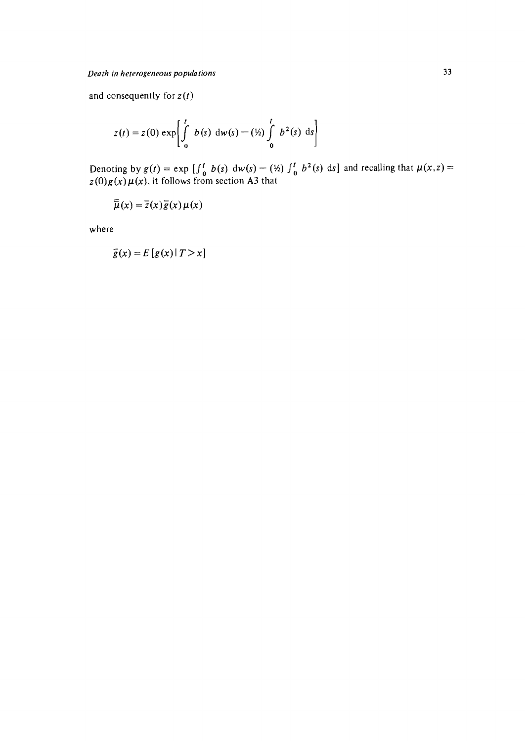and consequently for $z(t)$

$$z(t) = z(0) \exp\left[\int_0^t b(s)\, \mathrm{d}w(s) - (½) \int_0^t b^2(s)\, \mathrm{d}s\right]$$

Denoting by $g(t) = \exp\,[\int_0^t b(s)\, \mathrm{d}w(s) - (½) \int_0^t b^2(s)\, \mathrm{d}s]$ and recalling that $\mu(x,z) = z(0)g(x)\mu(x)$, it follows from section A3 that

$$\bar{\bar{\mu}}(x) = \bar{z}(x)\bar{g}(x)\mu(x)$$

where

$$\bar{g}(x) = E\,[g(x) \mid T > x]$$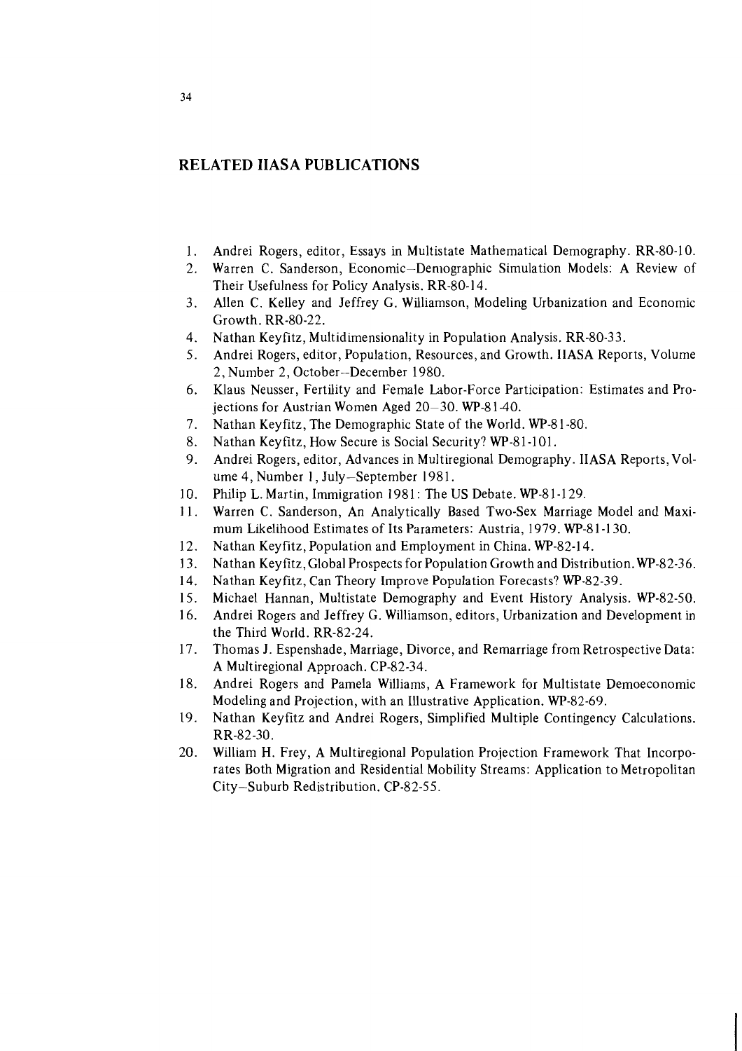## RELATED IIASA PUBLICATIONS

1. Andrei Rogers, editor, Essays in Multistate Mathematical Demography. RR-80-10.
2. Warren C. Sanderson, Economic–Demographic Simulation Models: A Review of Their Usefulness for Policy Analysis. RR-80-14.
3. Allen C. Kelley and Jeffrey G. Williamson, Modeling Urbanization and Economic Growth. RR-80-22.
4. Nathan Keyfitz, Multidimensionality in Population Analysis. RR-80-33.
5. Andrei Rogers, editor, Population, Resources, and Growth. IIASA Reports, Volume 2, Number 2, October–December 1980.
6. Klaus Neusser, Fertility and Female Labor-Force Participation: Estimates and Projections for Austrian Women Aged 20–30. WP-81-40.
7. Nathan Keyfitz, The Demographic State of the World. WP-81-80.
8. Nathan Keyfitz, How Secure is Social Security? WP-81-101.
9. Andrei Rogers, editor, Advances in Multiregional Demography. IIASA Reports, Volume 4, Number 1, July–September 1981.
10. Philip L. Martin, Immigration 1981: The US Debate. WP-81-129.
11. Warren C. Sanderson, An Analytically Based Two-Sex Marriage Model and Maximum Likelihood Estimates of Its Parameters: Austria, 1979. WP-81-130.
12. Nathan Keyfitz, Population and Employment in China. WP-82-14.
13. Nathan Keyfitz, Global Prospects for Population Growth and Distribution. WP-82-36.
14. Nathan Keyfitz, Can Theory Improve Population Forecasts? WP-82-39.
15. Michael Hannan, Multistate Demography and Event History Analysis. WP-82-50.
16. Andrei Rogers and Jeffrey G. Williamson, editors, Urbanization and Development in the Third World. RR-82-24.
17. Thomas J. Espenshade, Marriage, Divorce, and Remarriage from Retrospective Data: A Multiregional Approach. CP-82-34.
18. Andrei Rogers and Pamela Williams, A Framework for Multistate Demoeconomic Modeling and Projection, with an Illustrative Application. WP-82-69.
19. Nathan Keyfitz and Andrei Rogers, Simplified Multiple Contingency Calculations. RR-82-30.
20. William H. Frey, A Multiregional Population Projection Framework That Incorporates Both Migration and Residential Mobility Streams: Application to Metropolitan City–Suburb Redistribution. CP-82-55.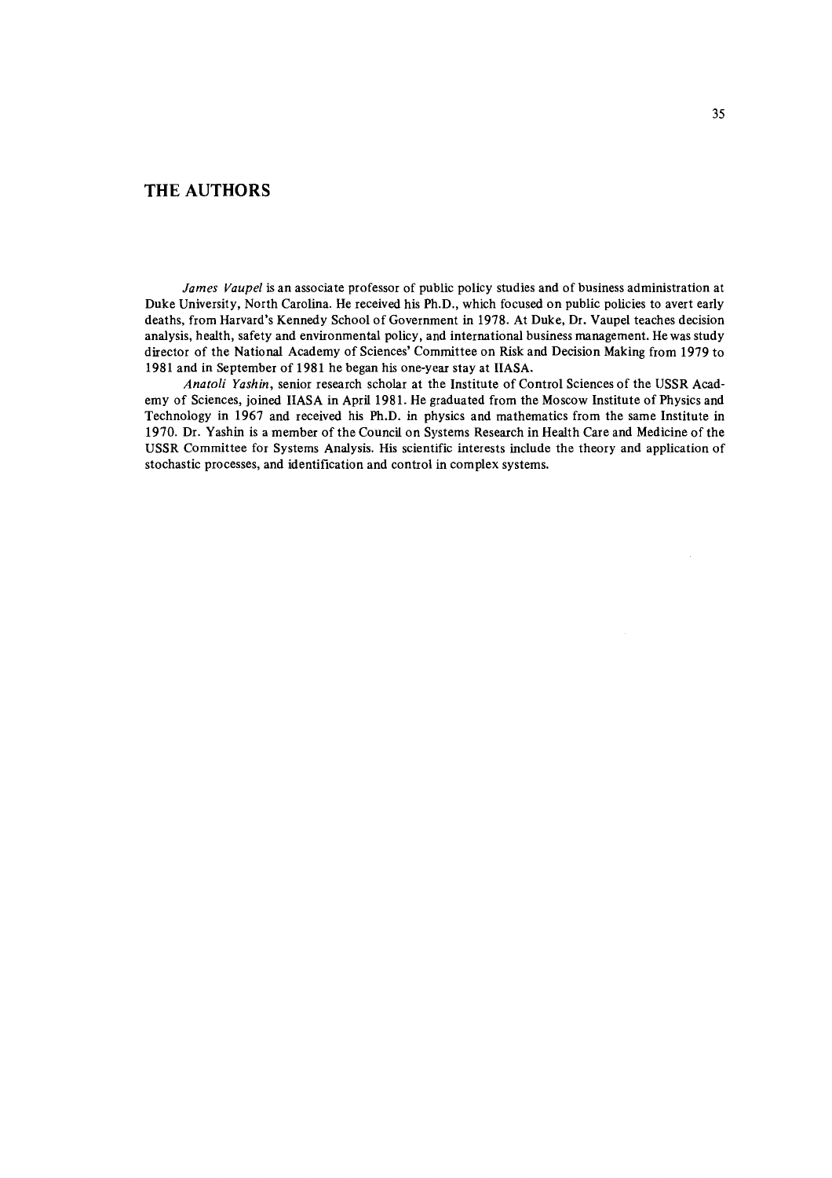# THE AUTHORS

*James Vaupel* is an associate professor of public policy studies and of business administration at Duke University, North Carolina. He received his Ph.D., which focused on public policies to avert early deaths, from Harvard's Kennedy School of Government in 1978. At Duke, Dr. Vaupel teaches decision analysis, health, safety and environmental policy, and international business management. He was study director of the National Academy of Sciences' Committee on Risk and Decision Making from 1979 to 1981 and in September of 1981 he began his one-year stay at IIASA.

*Anatoli Yashin*, senior research scholar at the Institute of Control Sciences of the USSR Academy of Sciences, joined IIASA in April 1981. He graduated from the Moscow Institute of Physics and Technology in 1967 and received his Ph.D. in physics and mathematics from the same Institute in 1970. Dr. Yashin is a member of the Council on Systems Research in Health Care and Medicine of the USSR Committee for Systems Analysis. His scientific interests include the theory and application of stochastic processes, and identification and control in complex systems.